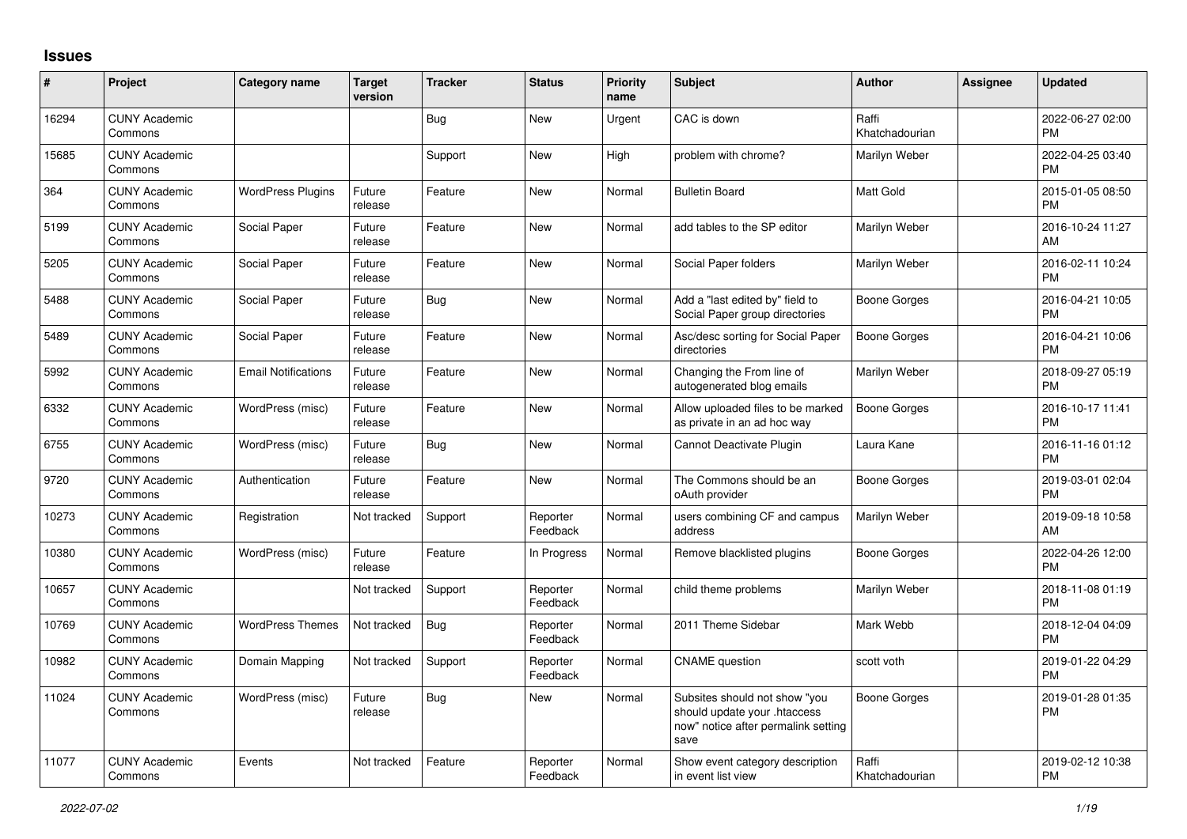## Issues

| # | Project | Category name | Target version | Tracker | Status | Priority name | Subject | Author | Assignee | Updated |
|---|---|---|---|---|---|---|---|---|---|---|
| 16294 | CUNY Academic Commons | | | Bug | New | Urgent | CAC is down | Raffi Khatchadourian | | 2022-06-27 02:00 PM |
| 15685 | CUNY Academic Commons | | | Support | New | High | problem with chrome? | Marilyn Weber | | 2022-04-25 03:40 PM |
| 364 | CUNY Academic Commons | WordPress Plugins | Future release | Feature | New | Normal | Bulletin Board | Matt Gold | | 2015-01-05 08:50 PM |
| 5199 | CUNY Academic Commons | Social Paper | Future release | Feature | New | Normal | add tables to the SP editor | Marilyn Weber | | 2016-10-24 11:27 AM |
| 5205 | CUNY Academic Commons | Social Paper | Future release | Feature | New | Normal | Social Paper folders | Marilyn Weber | | 2016-02-11 10:24 PM |
| 5488 | CUNY Academic Commons | Social Paper | Future release | Bug | New | Normal | Add a "last edited by" field to Social Paper group directories | Boone Gorges | | 2016-04-21 10:05 PM |
| 5489 | CUNY Academic Commons | Social Paper | Future release | Feature | New | Normal | Asc/desc sorting for Social Paper directories | Boone Gorges | | 2016-04-21 10:06 PM |
| 5992 | CUNY Academic Commons | Email Notifications | Future release | Feature | New | Normal | Changing the From line of autogenerated blog emails | Marilyn Weber | | 2018-09-27 05:19 PM |
| 6332 | CUNY Academic Commons | WordPress (misc) | Future release | Feature | New | Normal | Allow uploaded files to be marked as private in an ad hoc way | Boone Gorges | | 2016-10-17 11:41 PM |
| 6755 | CUNY Academic Commons | WordPress (misc) | Future release | Bug | New | Normal | Cannot Deactivate Plugin | Laura Kane | | 2016-11-16 01:12 PM |
| 9720 | CUNY Academic Commons | Authentication | Future release | Feature | New | Normal | The Commons should be an oAuth provider | Boone Gorges | | 2019-03-01 02:04 PM |
| 10273 | CUNY Academic Commons | Registration | Not tracked | Support | Reporter Feedback | Normal | users combining CF and campus address | Marilyn Weber | | 2019-09-18 10:58 AM |
| 10380 | CUNY Academic Commons | WordPress (misc) | Future release | Feature | In Progress | Normal | Remove blacklisted plugins | Boone Gorges | | 2022-04-26 12:00 PM |
| 10657 | CUNY Academic Commons | | Not tracked | Support | Reporter Feedback | Normal | child theme problems | Marilyn Weber | | 2018-11-08 01:19 PM |
| 10769 | CUNY Academic Commons | WordPress Themes | Not tracked | Bug | Reporter Feedback | Normal | 2011 Theme Sidebar | Mark Webb | | 2018-12-04 04:09 PM |
| 10982 | CUNY Academic Commons | Domain Mapping | Not tracked | Support | Reporter Feedback | Normal | CNAME question | scott voth | | 2019-01-22 04:29 PM |
| 11024 | CUNY Academic Commons | WordPress (misc) | Future release | Bug | New | Normal | Subsites should not show "you should update your .htaccess now" notice after permalink setting save | Boone Gorges | | 2019-01-28 01:35 PM |
| 11077 | CUNY Academic Commons | Events | Not tracked | Feature | Reporter Feedback | Normal | Show event category description in event list view | Raffi Khatchadourian | | 2019-02-12 10:38 PM |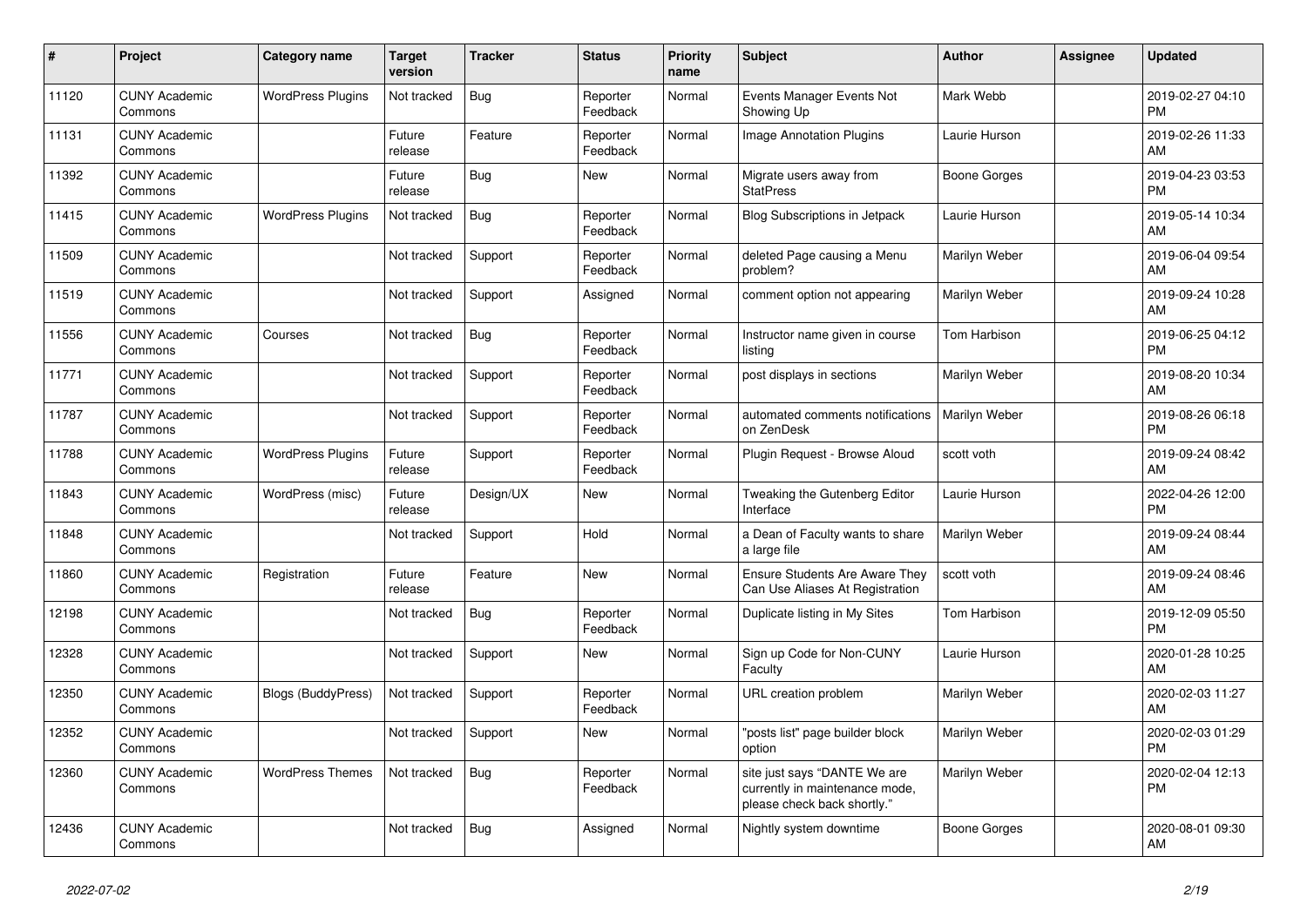| # | Project | Category name | Target version | Tracker | Status | Priority name | Subject | Author | Assignee | Updated |
|---|---|---|---|---|---|---|---|---|---|---|
| 11120 | CUNY Academic Commons | WordPress Plugins | Not tracked | Bug | Reporter Feedback | Normal | Events Manager Events Not Showing Up | Mark Webb | | 2019-02-27 04:10 PM |
| 11131 | CUNY Academic Commons | | Future release | Feature | Reporter Feedback | Normal | Image Annotation Plugins | Laurie Hurson | | 2019-02-26 11:33 AM |
| 11392 | CUNY Academic Commons | | Future release | Bug | New | Normal | Migrate users away from StatPress | Boone Gorges | | 2019-04-23 03:53 PM |
| 11415 | CUNY Academic Commons | WordPress Plugins | Not tracked | Bug | Reporter Feedback | Normal | Blog Subscriptions in Jetpack | Laurie Hurson | | 2019-05-14 10:34 AM |
| 11509 | CUNY Academic Commons | | Not tracked | Support | Reporter Feedback | Normal | deleted Page causing a Menu problem? | Marilyn Weber | | 2019-06-04 09:54 AM |
| 11519 | CUNY Academic Commons | | Not tracked | Support | Assigned | Normal | comment option not appearing | Marilyn Weber | | 2019-09-24 10:28 AM |
| 11556 | CUNY Academic Commons | Courses | Not tracked | Bug | Reporter Feedback | Normal | Instructor name given in course listing | Tom Harbison | | 2019-06-25 04:12 PM |
| 11771 | CUNY Academic Commons | | Not tracked | Support | Reporter Feedback | Normal | post displays in sections | Marilyn Weber | | 2019-08-20 10:34 AM |
| 11787 | CUNY Academic Commons | | Not tracked | Support | Reporter Feedback | Normal | automated comments notifications on ZenDesk | Marilyn Weber | | 2019-08-26 06:18 PM |
| 11788 | CUNY Academic Commons | WordPress Plugins | Future release | Support | Reporter Feedback | Normal | Plugin Request - Browse Aloud | scott voth | | 2019-09-24 08:42 AM |
| 11843 | CUNY Academic Commons | WordPress (misc) | Future release | Design/UX | New | Normal | Tweaking the Gutenberg Editor Interface | Laurie Hurson | | 2022-04-26 12:00 PM |
| 11848 | CUNY Academic Commons | | Not tracked | Support | Hold | Normal | a Dean of Faculty wants to share a large file | Marilyn Weber | | 2019-09-24 08:44 AM |
| 11860 | CUNY Academic Commons | Registration | Future release | Feature | New | Normal | Ensure Students Are Aware They Can Use Aliases At Registration | scott voth | | 2019-09-24 08:46 AM |
| 12198 | CUNY Academic Commons | | Not tracked | Bug | Reporter Feedback | Normal | Duplicate listing in My Sites | Tom Harbison | | 2019-12-09 05:50 PM |
| 12328 | CUNY Academic Commons | | Not tracked | Support | New | Normal | Sign up Code for Non-CUNY Faculty | Laurie Hurson | | 2020-01-28 10:25 AM |
| 12350 | CUNY Academic Commons | Blogs (BuddyPress) | Not tracked | Support | Reporter Feedback | Normal | URL creation problem | Marilyn Weber | | 2020-02-03 11:27 AM |
| 12352 | CUNY Academic Commons | | Not tracked | Support | New | Normal | "posts list" page builder block option | Marilyn Weber | | 2020-02-03 01:29 PM |
| 12360 | CUNY Academic Commons | WordPress Themes | Not tracked | Bug | Reporter Feedback | Normal | site just says "DANTE We are currently in maintenance mode, please check back shortly." | Marilyn Weber | | 2020-02-04 12:13 PM |
| 12436 | CUNY Academic Commons | | Not tracked | Bug | Assigned | Normal | Nightly system downtime | Boone Gorges | | 2020-08-01 09:30 AM |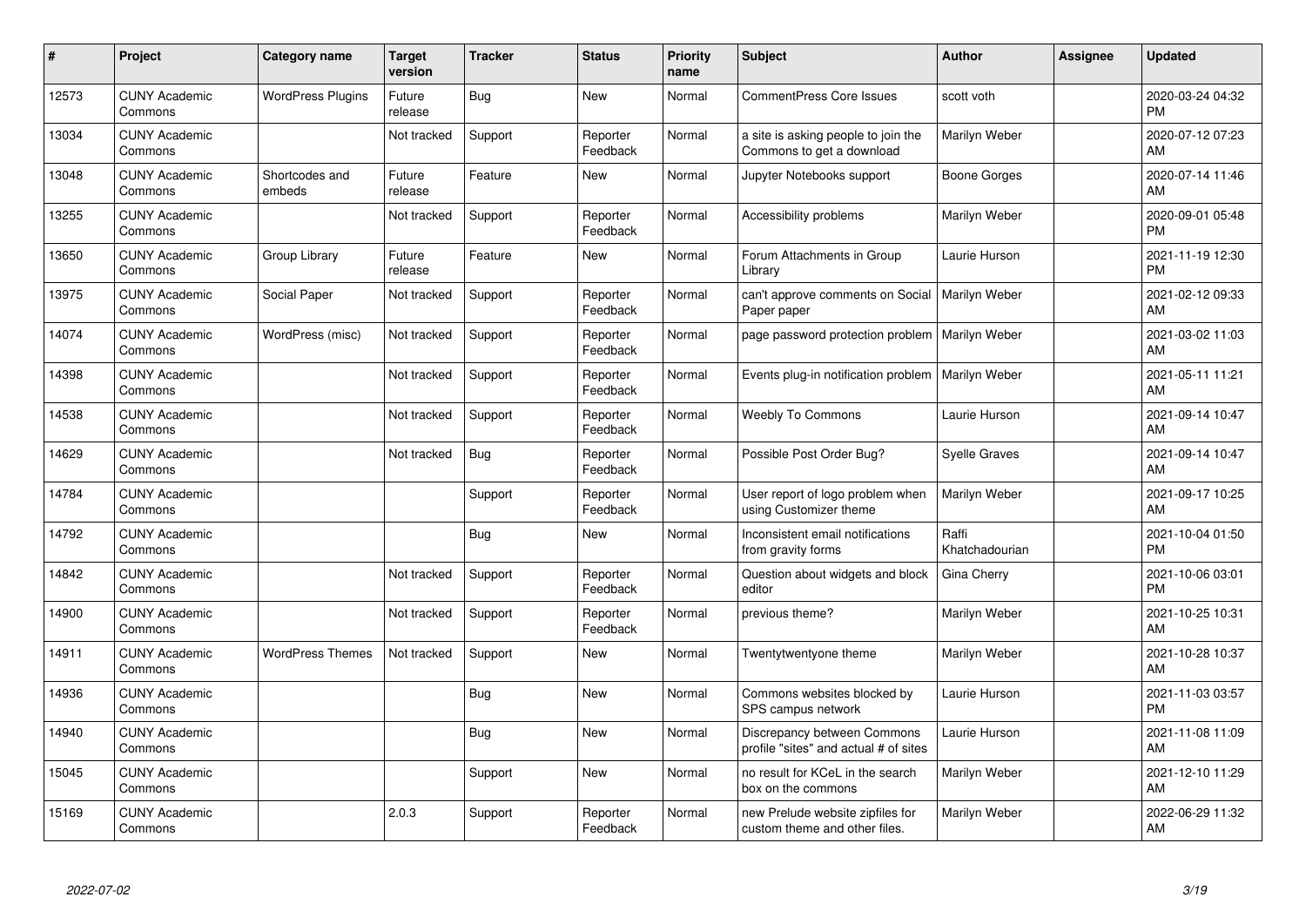| # | Project | Category name | Target version | Tracker | Status | Priority name | Subject | Author | Assignee | Updated |
|---|---|---|---|---|---|---|---|---|---|---|
| 12573 | CUNY Academic Commons | WordPress Plugins | Future release | Bug | New | Normal | CommentPress Core Issues | scott voth | | 2020-03-24 04:32 PM |
| 13034 | CUNY Academic Commons | | Not tracked | Support | Reporter Feedback | Normal | a site is asking people to join the Commons to get a download | Marilyn Weber | | 2020-07-12 07:23 AM |
| 13048 | CUNY Academic Commons | Shortcodes and embeds | Future release | Feature | New | Normal | Jupyter Notebooks support | Boone Gorges | | 2020-07-14 11:46 AM |
| 13255 | CUNY Academic Commons | | Not tracked | Support | Reporter Feedback | Normal | Accessibility problems | Marilyn Weber | | 2020-09-01 05:48 PM |
| 13650 | CUNY Academic Commons | Group Library | Future release | Feature | New | Normal | Forum Attachments in Group Library | Laurie Hurson | | 2021-11-19 12:30 PM |
| 13975 | CUNY Academic Commons | Social Paper | Not tracked | Support | Reporter Feedback | Normal | can't approve comments on Social Paper paper | Marilyn Weber | | 2021-02-12 09:33 AM |
| 14074 | CUNY Academic Commons | WordPress (misc) | Not tracked | Support | Reporter Feedback | Normal | page password protection problem | Marilyn Weber | | 2021-03-02 11:03 AM |
| 14398 | CUNY Academic Commons | | Not tracked | Support | Reporter Feedback | Normal | Events plug-in notification problem | Marilyn Weber | | 2021-05-11 11:21 AM |
| 14538 | CUNY Academic Commons | | Not tracked | Support | Reporter Feedback | Normal | Weebly To Commons | Laurie Hurson | | 2021-09-14 10:47 AM |
| 14629 | CUNY Academic Commons | | Not tracked | Bug | Reporter Feedback | Normal | Possible Post Order Bug? | Syelle Graves | | 2021-09-14 10:47 AM |
| 14784 | CUNY Academic Commons | | | Support | Reporter Feedback | Normal | User report of logo problem when using Customizer theme | Marilyn Weber | | 2021-09-17 10:25 AM |
| 14792 | CUNY Academic Commons | | | Bug | New | Normal | Inconsistent email notifications from gravity forms | Raffi Khatchadourian | | 2021-10-04 01:50 PM |
| 14842 | CUNY Academic Commons | | Not tracked | Support | Reporter Feedback | Normal | Question about widgets and block editor | Gina Cherry | | 2021-10-06 03:01 PM |
| 14900 | CUNY Academic Commons | | Not tracked | Support | Reporter Feedback | Normal | previous theme? | Marilyn Weber | | 2021-10-25 10:31 AM |
| 14911 | CUNY Academic Commons | WordPress Themes | Not tracked | Support | New | Normal | Twentytwentyone theme | Marilyn Weber | | 2021-10-28 10:37 AM |
| 14936 | CUNY Academic Commons | | | Bug | New | Normal | Commons websites blocked by SPS campus network | Laurie Hurson | | 2021-11-03 03:57 PM |
| 14940 | CUNY Academic Commons | | | Bug | New | Normal | Discrepancy between Commons profile "sites" and actual # of sites | Laurie Hurson | | 2021-11-08 11:09 AM |
| 15045 | CUNY Academic Commons | | | Support | New | Normal | no result for KCeL in the search box on the commons | Marilyn Weber | | 2021-12-10 11:29 AM |
| 15169 | CUNY Academic Commons | | 2.0.3 | Support | Reporter Feedback | Normal | new Prelude website zipfiles for custom theme and other files. | Marilyn Weber | | 2022-06-29 11:32 AM |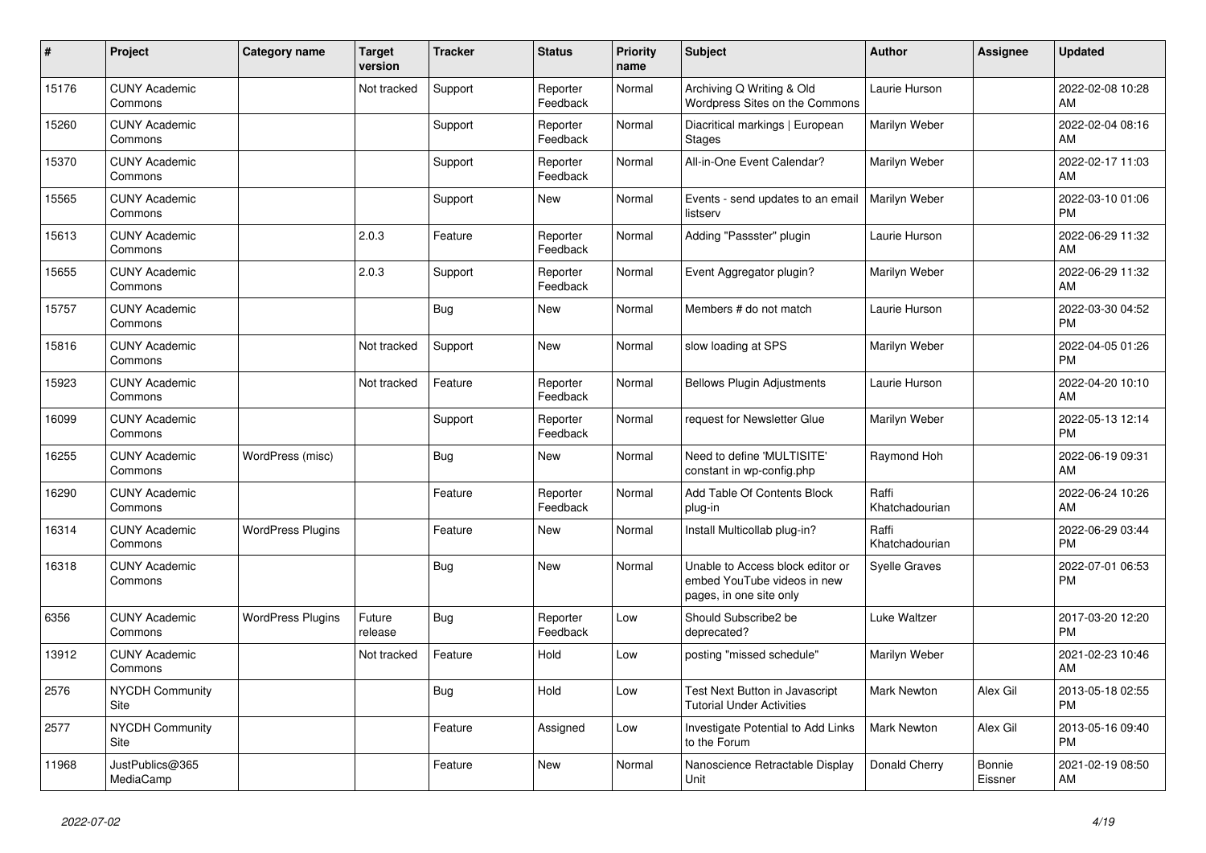| # | Project | Category name | Target version | Tracker | Status | Priority name | Subject | Author | Assignee | Updated |
| --- | --- | --- | --- | --- | --- | --- | --- | --- | --- | --- |
| 15176 | CUNY Academic Commons | | Not tracked | Support | Reporter Feedback | Normal | Archiving Q Writing & Old Wordpress Sites on the Commons | Laurie Hurson | | 2022-02-08 10:28 AM |
| 15260 | CUNY Academic Commons | | | Support | Reporter Feedback | Normal | Diacritical markings \| European Stages | Marilyn Weber | | 2022-02-04 08:16 AM |
| 15370 | CUNY Academic Commons | | | Support | Reporter Feedback | Normal | All-in-One Event Calendar? | Marilyn Weber | | 2022-02-17 11:03 AM |
| 15565 | CUNY Academic Commons | | | Support | New | Normal | Events - send updates to an email listserv | Marilyn Weber | | 2022-03-10 01:06 PM |
| 15613 | CUNY Academic Commons | | 2.0.3 | Feature | Reporter Feedback | Normal | Adding "Passster" plugin | Laurie Hurson | | 2022-06-29 11:32 AM |
| 15655 | CUNY Academic Commons | | 2.0.3 | Support | Reporter Feedback | Normal | Event Aggregator plugin? | Marilyn Weber | | 2022-06-29 11:32 AM |
| 15757 | CUNY Academic Commons | | | Bug | New | Normal | Members # do not match | Laurie Hurson | | 2022-03-30 04:52 PM |
| 15816 | CUNY Academic Commons | | Not tracked | Support | New | Normal | slow loading at SPS | Marilyn Weber | | 2022-04-05 01:26 PM |
| 15923 | CUNY Academic Commons | | Not tracked | Feature | Reporter Feedback | Normal | Bellows Plugin Adjustments | Laurie Hurson | | 2022-04-20 10:10 AM |
| 16099 | CUNY Academic Commons | | | Support | Reporter Feedback | Normal | request for Newsletter Glue | Marilyn Weber | | 2022-05-13 12:14 PM |
| 16255 | CUNY Academic Commons | WordPress (misc) | | Bug | New | Normal | Need to define 'MULTISITE' constant in wp-config.php | Raymond Hoh | | 2022-06-19 09:31 AM |
| 16290 | CUNY Academic Commons | | | Feature | Reporter Feedback | Normal | Add Table Of Contents Block plug-in | Raffi Khatchadourian | | 2022-06-24 10:26 AM |
| 16314 | CUNY Academic Commons | WordPress Plugins | | Feature | New | Normal | Install Multicollab plug-in? | Raffi Khatchadourian | | 2022-06-29 03:44 PM |
| 16318 | CUNY Academic Commons | | | Bug | New | Normal | Unable to Access block editor or embed YouTube videos in new pages, in one site only | Syelle Graves | | 2022-07-01 06:53 PM |
| 6356 | CUNY Academic Commons | WordPress Plugins | Future release | Bug | Reporter Feedback | Low | Should Subscribe2 be deprecated? | Luke Waltzer | | 2017-03-20 12:20 PM |
| 13912 | CUNY Academic Commons | | Not tracked | Feature | Hold | Low | posting "missed schedule" | Marilyn Weber | | 2021-02-23 10:46 AM |
| 2576 | NYCDH Community Site | | | Bug | Hold | Low | Test Next Button in Javascript Tutorial Under Activities | Mark Newton | Alex Gil | 2013-05-18 02:55 PM |
| 2577 | NYCDH Community Site | | | Feature | Assigned | Low | Investigate Potential to Add Links to the Forum | Mark Newton | Alex Gil | 2013-05-16 09:40 PM |
| 11968 | JustPublics@365 MediaCamp | | | Feature | New | Normal | Nanoscience Retractable Display Unit | Donald Cherry | Bonnie Eissner | 2021-02-19 08:50 AM |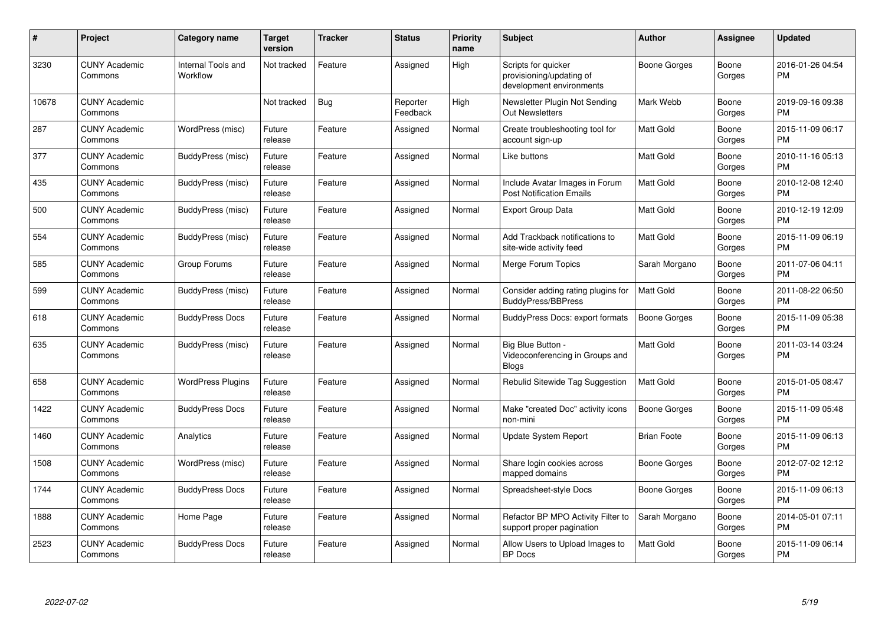| # | Project | Category name | Target version | Tracker | Status | Priority name | Subject | Author | Assignee | Updated |
|---|---|---|---|---|---|---|---|---|---|---|
| 3230 | CUNY Academic Commons | Internal Tools and Workflow | Not tracked | Feature | Assigned | High | Scripts for quicker provisioning/updating of development environments | Boone Gorges | Boone Gorges | 2016-01-26 04:54 PM |
| 10678 | CUNY Academic Commons | | Not tracked | Bug | Reporter Feedback | High | Newsletter Plugin Not Sending Out Newsletters | Mark Webb | Boone Gorges | 2019-09-16 09:38 PM |
| 287 | CUNY Academic Commons | WordPress (misc) | Future release | Feature | Assigned | Normal | Create troubleshooting tool for account sign-up | Matt Gold | Boone Gorges | 2015-11-09 06:17 PM |
| 377 | CUNY Academic Commons | BuddyPress (misc) | Future release | Feature | Assigned | Normal | Like buttons | Matt Gold | Boone Gorges | 2010-11-16 05:13 PM |
| 435 | CUNY Academic Commons | BuddyPress (misc) | Future release | Feature | Assigned | Normal | Include Avatar Images in Forum Post Notification Emails | Matt Gold | Boone Gorges | 2010-12-08 12:40 PM |
| 500 | CUNY Academic Commons | BuddyPress (misc) | Future release | Feature | Assigned | Normal | Export Group Data | Matt Gold | Boone Gorges | 2010-12-19 12:09 PM |
| 554 | CUNY Academic Commons | BuddyPress (misc) | Future release | Feature | Assigned | Normal | Add Trackback notifications to site-wide activity feed | Matt Gold | Boone Gorges | 2015-11-09 06:19 PM |
| 585 | CUNY Academic Commons | Group Forums | Future release | Feature | Assigned | Normal | Merge Forum Topics | Sarah Morgano | Boone Gorges | 2011-07-06 04:11 PM |
| 599 | CUNY Academic Commons | BuddyPress (misc) | Future release | Feature | Assigned | Normal | Consider adding rating plugins for BuddyPress/BBPress | Matt Gold | Boone Gorges | 2011-08-22 06:50 PM |
| 618 | CUNY Academic Commons | BuddyPress Docs | Future release | Feature | Assigned | Normal | BuddyPress Docs: export formats | Boone Gorges | Boone Gorges | 2015-11-09 05:38 PM |
| 635 | CUNY Academic Commons | BuddyPress (misc) | Future release | Feature | Assigned | Normal | Big Blue Button - Videoconferencing in Groups and Blogs | Matt Gold | Boone Gorges | 2011-03-14 03:24 PM |
| 658 | CUNY Academic Commons | WordPress Plugins | Future release | Feature | Assigned | Normal | Rebulid Sitewide Tag Suggestion | Matt Gold | Boone Gorges | 2015-01-05 08:47 PM |
| 1422 | CUNY Academic Commons | BuddyPress Docs | Future release | Feature | Assigned | Normal | Make "created Doc" activity icons non-mini | Boone Gorges | Boone Gorges | 2015-11-09 05:48 PM |
| 1460 | CUNY Academic Commons | Analytics | Future release | Feature | Assigned | Normal | Update System Report | Brian Foote | Boone Gorges | 2015-11-09 06:13 PM |
| 1508 | CUNY Academic Commons | WordPress (misc) | Future release | Feature | Assigned | Normal | Share login cookies across mapped domains | Boone Gorges | Boone Gorges | 2012-07-02 12:12 PM |
| 1744 | CUNY Academic Commons | BuddyPress Docs | Future release | Feature | Assigned | Normal | Spreadsheet-style Docs | Boone Gorges | Boone Gorges | 2015-11-09 06:13 PM |
| 1888 | CUNY Academic Commons | Home Page | Future release | Feature | Assigned | Normal | Refactor BP MPO Activity Filter to support proper pagination | Sarah Morgano | Boone Gorges | 2014-05-01 07:11 PM |
| 2523 | CUNY Academic Commons | BuddyPress Docs | Future release | Feature | Assigned | Normal | Allow Users to Upload Images to BP Docs | Matt Gold | Boone Gorges | 2015-11-09 06:14 PM |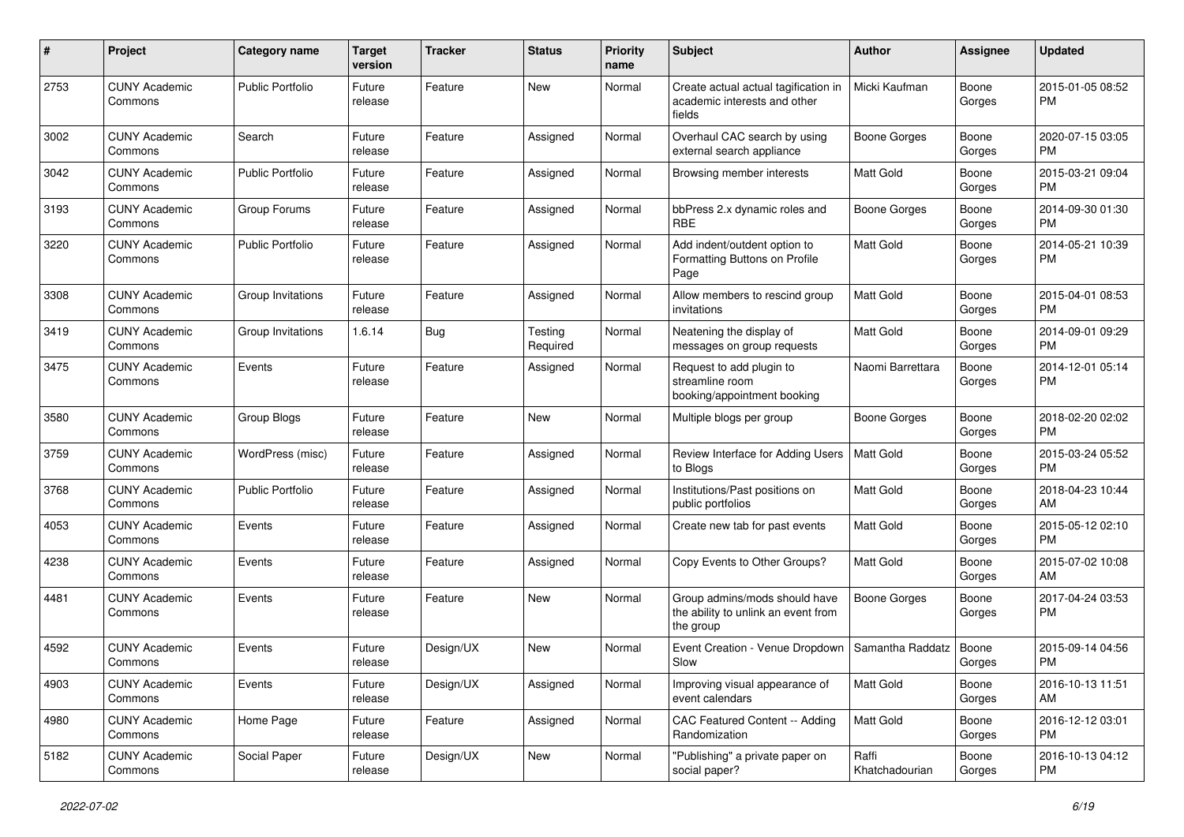| # | Project | Category name | Target version | Tracker | Status | Priority name | Subject | Author | Assignee | Updated |
|---|---|---|---|---|---|---|---|---|---|---|
| 2753 | CUNY Academic Commons | Public Portfolio | Future release | Feature | New | Normal | Create actual actual tagification in academic interests and other fields | Micki Kaufman | Boone Gorges | 2015-01-05 08:52 PM |
| 3002 | CUNY Academic Commons | Search | Future release | Feature | Assigned | Normal | Overhaul CAC search by using external search appliance | Boone Gorges | Boone Gorges | 2020-07-15 03:05 PM |
| 3042 | CUNY Academic Commons | Public Portfolio | Future release | Feature | Assigned | Normal | Browsing member interests | Matt Gold | Boone Gorges | 2015-03-21 09:04 PM |
| 3193 | CUNY Academic Commons | Group Forums | Future release | Feature | Assigned | Normal | bbPress 2.x dynamic roles and RBE | Boone Gorges | Boone Gorges | 2014-09-30 01:30 PM |
| 3220 | CUNY Academic Commons | Public Portfolio | Future release | Feature | Assigned | Normal | Add indent/outdent option to Formatting Buttons on Profile Page | Matt Gold | Boone Gorges | 2014-05-21 10:39 PM |
| 3308 | CUNY Academic Commons | Group Invitations | Future release | Feature | Assigned | Normal | Allow members to rescind group invitations | Matt Gold | Boone Gorges | 2015-04-01 08:53 PM |
| 3419 | CUNY Academic Commons | Group Invitations | 1.6.14 | Bug | Testing Required | Normal | Neatening the display of messages on group requests | Matt Gold | Boone Gorges | 2014-09-01 09:29 PM |
| 3475 | CUNY Academic Commons | Events | Future release | Feature | Assigned | Normal | Request to add plugin to streamline room booking/appointment booking | Naomi Barrettara | Boone Gorges | 2014-12-01 05:14 PM |
| 3580 | CUNY Academic Commons | Group Blogs | Future release | Feature | New | Normal | Multiple blogs per group | Boone Gorges | Boone Gorges | 2018-02-20 02:02 PM |
| 3759 | CUNY Academic Commons | WordPress (misc) | Future release | Feature | Assigned | Normal | Review Interface for Adding Users to Blogs | Matt Gold | Boone Gorges | 2015-03-24 05:52 PM |
| 3768 | CUNY Academic Commons | Public Portfolio | Future release | Feature | Assigned | Normal | Institutions/Past positions on public portfolios | Matt Gold | Boone Gorges | 2018-04-23 10:44 AM |
| 4053 | CUNY Academic Commons | Events | Future release | Feature | Assigned | Normal | Create new tab for past events | Matt Gold | Boone Gorges | 2015-05-12 02:10 PM |
| 4238 | CUNY Academic Commons | Events | Future release | Feature | Assigned | Normal | Copy Events to Other Groups? | Matt Gold | Boone Gorges | 2015-07-02 10:08 AM |
| 4481 | CUNY Academic Commons | Events | Future release | Feature | New | Normal | Group admins/mods should have the ability to unlink an event from the group | Boone Gorges | Boone Gorges | 2017-04-24 03:53 PM |
| 4592 | CUNY Academic Commons | Events | Future release | Design/UX | New | Normal | Event Creation - Venue Dropdown Slow | Samantha Raddatz | Boone Gorges | 2015-09-14 04:56 PM |
| 4903 | CUNY Academic Commons | Events | Future release | Design/UX | Assigned | Normal | Improving visual appearance of event calendars | Matt Gold | Boone Gorges | 2016-10-13 11:51 AM |
| 4980 | CUNY Academic Commons | Home Page | Future release | Feature | Assigned | Normal | CAC Featured Content -- Adding Randomization | Matt Gold | Boone Gorges | 2016-12-12 03:01 PM |
| 5182 | CUNY Academic Commons | Social Paper | Future release | Design/UX | New | Normal | "Publishing" a private paper on social paper? | Raffi Khatchadourian | Boone Gorges | 2016-10-13 04:12 PM |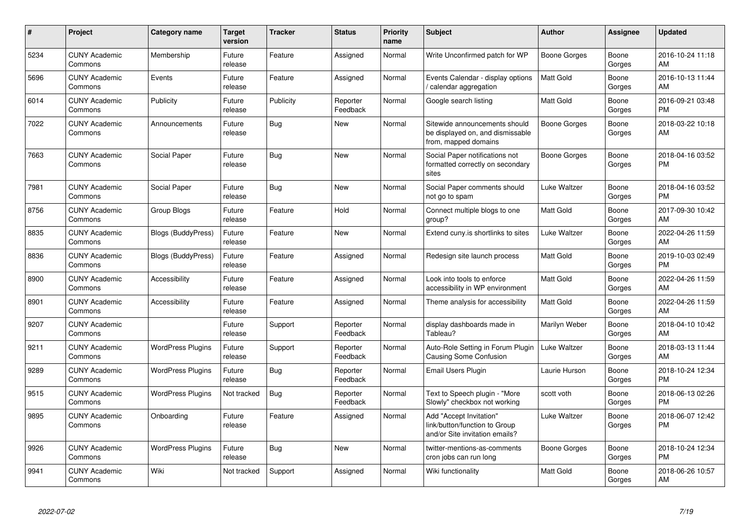| # | Project | Category name | Target version | Tracker | Status | Priority name | Subject | Author | Assignee | Updated |
|---|---|---|---|---|---|---|---|---|---|---|
| 5234 | CUNY Academic Commons | Membership | Future release | Feature | Assigned | Normal | Write Unconfirmed patch for WP | Boone Gorges | Boone Gorges | 2016-10-24 11:18 AM |
| 5696 | CUNY Academic Commons | Events | Future release | Feature | Assigned | Normal | Events Calendar - display options / calendar aggregation | Matt Gold | Boone Gorges | 2016-10-13 11:44 AM |
| 6014 | CUNY Academic Commons | Publicity | Future release | Publicity | Reporter Feedback | Normal | Google search listing | Matt Gold | Boone Gorges | 2016-09-21 03:48 PM |
| 7022 | CUNY Academic Commons | Announcements | Future release | Bug | New | Normal | Sitewide announcements should be displayed on, and dismissable from, mapped domains | Boone Gorges | Boone Gorges | 2018-03-22 10:18 AM |
| 7663 | CUNY Academic Commons | Social Paper | Future release | Bug | New | Normal | Social Paper notifications not formatted correctly on secondary sites | Boone Gorges | Boone Gorges | 2018-04-16 03:52 PM |
| 7981 | CUNY Academic Commons | Social Paper | Future release | Bug | New | Normal | Social Paper comments should not go to spam | Luke Waltzer | Boone Gorges | 2018-04-16 03:52 PM |
| 8756 | CUNY Academic Commons | Group Blogs | Future release | Feature | Hold | Normal | Connect multiple blogs to one group? | Matt Gold | Boone Gorges | 2017-09-30 10:42 AM |
| 8835 | CUNY Academic Commons | Blogs (BuddyPress) | Future release | Feature | New | Normal | Extend cuny.is shortlinks to sites | Luke Waltzer | Boone Gorges | 2022-04-26 11:59 AM |
| 8836 | CUNY Academic Commons | Blogs (BuddyPress) | Future release | Feature | Assigned | Normal | Redesign site launch process | Matt Gold | Boone Gorges | 2019-10-03 02:49 PM |
| 8900 | CUNY Academic Commons | Accessibility | Future release | Feature | Assigned | Normal | Look into tools to enforce accessibility in WP environment | Matt Gold | Boone Gorges | 2022-04-26 11:59 AM |
| 8901 | CUNY Academic Commons | Accessibility | Future release | Feature | Assigned | Normal | Theme analysis for accessibility | Matt Gold | Boone Gorges | 2022-04-26 11:59 AM |
| 9207 | CUNY Academic Commons | | Future release | Support | Reporter Feedback | Normal | display dashboards made in Tableau? | Marilyn Weber | Boone Gorges | 2018-04-10 10:42 AM |
| 9211 | CUNY Academic Commons | WordPress Plugins | Future release | Support | Reporter Feedback | Normal | Auto-Role Setting in Forum Plugin Causing Some Confusion | Luke Waltzer | Boone Gorges | 2018-03-13 11:44 AM |
| 9289 | CUNY Academic Commons | WordPress Plugins | Future release | Bug | Reporter Feedback | Normal | Email Users Plugin | Laurie Hurson | Boone Gorges | 2018-10-24 12:34 PM |
| 9515 | CUNY Academic Commons | WordPress Plugins | Not tracked | Bug | Reporter Feedback | Normal | Text to Speech plugin - "More Slowly" checkbox not working | scott voth | Boone Gorges | 2018-06-13 02:26 PM |
| 9895 | CUNY Academic Commons | Onboarding | Future release | Feature | Assigned | Normal | Add "Accept Invitation" link/button/function to Group and/or Site invitation emails? | Luke Waltzer | Boone Gorges | 2018-06-07 12:42 PM |
| 9926 | CUNY Academic Commons | WordPress Plugins | Future release | Bug | New | Normal | twitter-mentions-as-comments cron jobs can run long | Boone Gorges | Boone Gorges | 2018-10-24 12:34 PM |
| 9941 | CUNY Academic Commons | Wiki | Not tracked | Support | Assigned | Normal | Wiki functionality | Matt Gold | Boone Gorges | 2018-06-26 10:57 AM |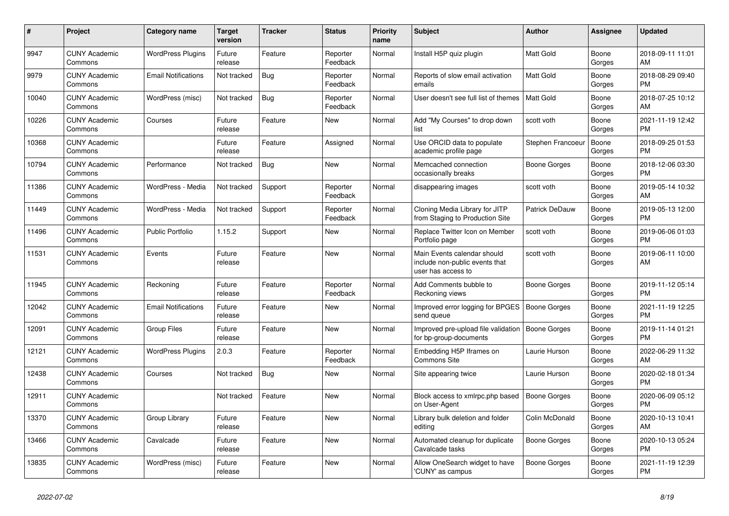| # | Project | Category name | Target version | Tracker | Status | Priority name | Subject | Author | Assignee | Updated |
| --- | --- | --- | --- | --- | --- | --- | --- | --- | --- | --- |
| 9947 | CUNY Academic Commons | WordPress Plugins | Future release | Feature | Reporter Feedback | Normal | Install H5P quiz plugin | Matt Gold | Boone Gorges | 2018-09-11 11:01 AM |
| 9979 | CUNY Academic Commons | Email Notifications | Not tracked | Bug | Reporter Feedback | Normal | Reports of slow email activation emails | Matt Gold | Boone Gorges | 2018-08-29 09:40 PM |
| 10040 | CUNY Academic Commons | WordPress (misc) | Not tracked | Bug | Reporter Feedback | Normal | User doesn't see full list of themes | Matt Gold | Boone Gorges | 2018-07-25 10:12 AM |
| 10226 | CUNY Academic Commons | Courses | Future release | Feature | New | Normal | Add "My Courses" to drop down list | scott voth | Boone Gorges | 2021-11-19 12:42 PM |
| 10368 | CUNY Academic Commons | | Future release | Feature | Assigned | Normal | Use ORCID data to populate academic profile page | Stephen Francoeur | Boone Gorges | 2018-09-25 01:53 PM |
| 10794 | CUNY Academic Commons | Performance | Not tracked | Bug | New | Normal | Memcached connection occasionally breaks | Boone Gorges | Boone Gorges | 2018-12-06 03:30 PM |
| 11386 | CUNY Academic Commons | WordPress - Media | Not tracked | Support | Reporter Feedback | Normal | disappearing images | scott voth | Boone Gorges | 2019-05-14 10:32 AM |
| 11449 | CUNY Academic Commons | WordPress - Media | Not tracked | Support | Reporter Feedback | Normal | Cloning Media Library for JITP from Staging to Production Site | Patrick DeDauw | Boone Gorges | 2019-05-13 12:00 PM |
| 11496 | CUNY Academic Commons | Public Portfolio | 1.15.2 | Support | New | Normal | Replace Twitter Icon on Member Portfolio page | scott voth | Boone Gorges | 2019-06-06 01:03 PM |
| 11531 | CUNY Academic Commons | Events | Future release | Feature | New | Normal | Main Events calendar should include non-public events that user has access to | scott voth | Boone Gorges | 2019-06-11 10:00 AM |
| 11945 | CUNY Academic Commons | Reckoning | Future release | Feature | Reporter Feedback | Normal | Add Comments bubble to Reckoning views | Boone Gorges | Boone Gorges | 2019-11-12 05:14 PM |
| 12042 | CUNY Academic Commons | Email Notifications | Future release | Feature | New | Normal | Improved error logging for BPGES send queue | Boone Gorges | Boone Gorges | 2021-11-19 12:25 PM |
| 12091 | CUNY Academic Commons | Group Files | Future release | Feature | New | Normal | Improved pre-upload file validation for bp-group-documents | Boone Gorges | Boone Gorges | 2019-11-14 01:21 PM |
| 12121 | CUNY Academic Commons | WordPress Plugins | 2.0.3 | Feature | Reporter Feedback | Normal | Embedding H5P Iframes on Commons Site | Laurie Hurson | Boone Gorges | 2022-06-29 11:32 AM |
| 12438 | CUNY Academic Commons | Courses | Not tracked | Bug | New | Normal | Site appearing twice | Laurie Hurson | Boone Gorges | 2020-02-18 01:34 PM |
| 12911 | CUNY Academic Commons | | Not tracked | Feature | New | Normal | Block access to xmlrpc.php based on User-Agent | Boone Gorges | Boone Gorges | 2020-06-09 05:12 PM |
| 13370 | CUNY Academic Commons | Group Library | Future release | Feature | New | Normal | Library bulk deletion and folder editing | Colin McDonald | Boone Gorges | 2020-10-13 10:41 AM |
| 13466 | CUNY Academic Commons | Cavalcade | Future release | Feature | New | Normal | Automated cleanup for duplicate Cavalcade tasks | Boone Gorges | Boone Gorges | 2020-10-13 05:24 PM |
| 13835 | CUNY Academic Commons | WordPress (misc) | Future release | Feature | New | Normal | Allow OneSearch widget to have 'CUNY' as campus | Boone Gorges | Boone Gorges | 2021-11-19 12:39 PM |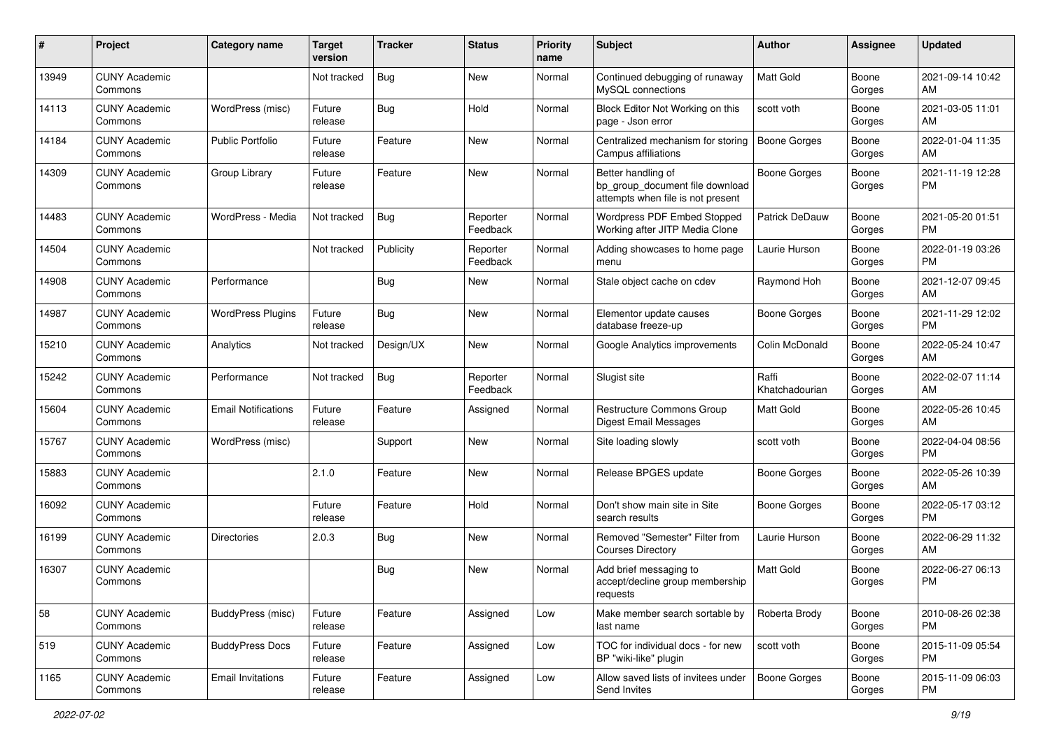| # | Project | Category name | Target version | Tracker | Status | Priority name | Subject | Author | Assignee | Updated |
|---|---|---|---|---|---|---|---|---|---|---|
| 13949 | CUNY Academic Commons | | Not tracked | Bug | New | Normal | Continued debugging of runaway MySQL connections | Matt Gold | Boone Gorges | 2021-09-14 10:42 AM |
| 14113 | CUNY Academic Commons | WordPress (misc) | Future release | Bug | Hold | Normal | Block Editor Not Working on this page - Json error | scott voth | Boone Gorges | 2021-03-05 11:01 AM |
| 14184 | CUNY Academic Commons | Public Portfolio | Future release | Feature | New | Normal | Centralized mechanism for storing Campus affiliations | Boone Gorges | Boone Gorges | 2022-01-04 11:35 AM |
| 14309 | CUNY Academic Commons | Group Library | Future release | Feature | New | Normal | Better handling of bp_group_document file download attempts when file is not present | Boone Gorges | Boone Gorges | 2021-11-19 12:28 PM |
| 14483 | CUNY Academic Commons | WordPress - Media | Not tracked | Bug | Reporter Feedback | Normal | Wordpress PDF Embed Stopped Working after JITP Media Clone | Patrick DeDauw | Boone Gorges | 2021-05-20 01:51 PM |
| 14504 | CUNY Academic Commons | | Not tracked | Publicity | Reporter Feedback | Normal | Adding showcases to home page menu | Laurie Hurson | Boone Gorges | 2022-01-19 03:26 PM |
| 14908 | CUNY Academic Commons | Performance | | Bug | New | Normal | Stale object cache on cdev | Raymond Hoh | Boone Gorges | 2021-12-07 09:45 AM |
| 14987 | CUNY Academic Commons | WordPress Plugins | Future release | Bug | New | Normal | Elementor update causes database freeze-up | Boone Gorges | Boone Gorges | 2021-11-29 12:02 PM |
| 15210 | CUNY Academic Commons | Analytics | Not tracked | Design/UX | New | Normal | Google Analytics improvements | Colin McDonald | Boone Gorges | 2022-05-24 10:47 AM |
| 15242 | CUNY Academic Commons | Performance | Not tracked | Bug | Reporter Feedback | Normal | Slugist site | Raffi Khatchadourian | Boone Gorges | 2022-02-07 11:14 AM |
| 15604 | CUNY Academic Commons | Email Notifications | Future release | Feature | Assigned | Normal | Restructure Commons Group Digest Email Messages | Matt Gold | Boone Gorges | 2022-05-26 10:45 AM |
| 15767 | CUNY Academic Commons | WordPress (misc) | | Support | New | Normal | Site loading slowly | scott voth | Boone Gorges | 2022-04-04 08:56 PM |
| 15883 | CUNY Academic Commons | | 2.1.0 | Feature | New | Normal | Release BPGES update | Boone Gorges | Boone Gorges | 2022-05-26 10:39 AM |
| 16092 | CUNY Academic Commons | | Future release | Feature | Hold | Normal | Don't show main site in Site search results | Boone Gorges | Boone Gorges | 2022-05-17 03:12 PM |
| 16199 | CUNY Academic Commons | Directories | 2.0.3 | Bug | New | Normal | Removed "Semester" Filter from Courses Directory | Laurie Hurson | Boone Gorges | 2022-06-29 11:32 AM |
| 16307 | CUNY Academic Commons | | | Bug | New | Normal | Add brief messaging to accept/decline group membership requests | Matt Gold | Boone Gorges | 2022-06-27 06:13 PM |
| 58 | CUNY Academic Commons | BuddyPress (misc) | Future release | Feature | Assigned | Low | Make member search sortable by last name | Roberta Brody | Boone Gorges | 2010-08-26 02:38 PM |
| 519 | CUNY Academic Commons | BuddyPress Docs | Future release | Feature | Assigned | Low | TOC for individual docs - for new BP "wiki-like" plugin | scott voth | Boone Gorges | 2015-11-09 05:54 PM |
| 1165 | CUNY Academic Commons | Email Invitations | Future release | Feature | Assigned | Low | Allow saved lists of invitees under Send Invites | Boone Gorges | Boone Gorges | 2015-11-09 06:03 PM |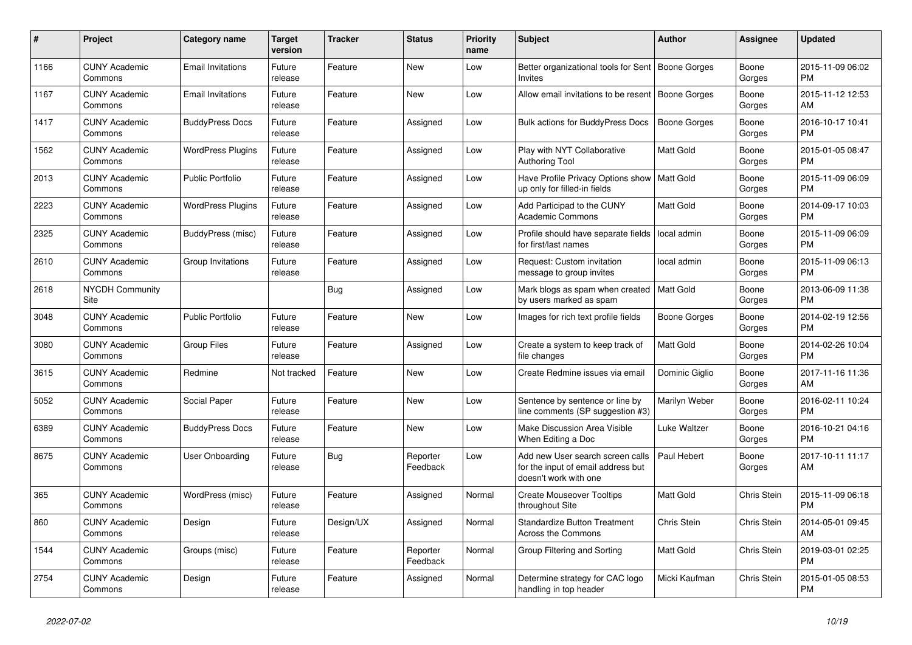| # | Project | Category name | Target version | Tracker | Status | Priority name | Subject | Author | Assignee | Updated |
|---|---|---|---|---|---|---|---|---|---|---|
| 1166 | CUNY Academic Commons | Email Invitations | Future release | Feature | New | Low | Better organizational tools for Sent Invites | Boone Gorges | Boone Gorges | 2015-11-09 06:02 PM |
| 1167 | CUNY Academic Commons | Email Invitations | Future release | Feature | New | Low | Allow email invitations to be resent | Boone Gorges | Boone Gorges | 2015-11-12 12:53 AM |
| 1417 | CUNY Academic Commons | BuddyPress Docs | Future release | Feature | Assigned | Low | Bulk actions for BuddyPress Docs | Boone Gorges | Boone Gorges | 2016-10-17 10:41 PM |
| 1562 | CUNY Academic Commons | WordPress Plugins | Future release | Feature | Assigned | Low | Play with NYT Collaborative Authoring Tool | Matt Gold | Boone Gorges | 2015-01-05 08:47 PM |
| 2013 | CUNY Academic Commons | Public Portfolio | Future release | Feature | Assigned | Low | Have Profile Privacy Options show up only for filled-in fields | Matt Gold | Boone Gorges | 2015-11-09 06:09 PM |
| 2223 | CUNY Academic Commons | WordPress Plugins | Future release | Feature | Assigned | Low | Add Participad to the CUNY Academic Commons | Matt Gold | Boone Gorges | 2014-09-17 10:03 PM |
| 2325 | CUNY Academic Commons | BuddyPress (misc) | Future release | Feature | Assigned | Low | Profile should have separate fields for first/last names | local admin | Boone Gorges | 2015-11-09 06:09 PM |
| 2610 | CUNY Academic Commons | Group Invitations | Future release | Feature | Assigned | Low | Request: Custom invitation message to group invites | local admin | Boone Gorges | 2015-11-09 06:13 PM |
| 2618 | NYCDH Community Site | | | Bug | Assigned | Low | Mark blogs as spam when created by users marked as spam | Matt Gold | Boone Gorges | 2013-06-09 11:38 PM |
| 3048 | CUNY Academic Commons | Public Portfolio | Future release | Feature | New | Low | Images for rich text profile fields | Boone Gorges | Boone Gorges | 2014-02-19 12:56 PM |
| 3080 | CUNY Academic Commons | Group Files | Future release | Feature | Assigned | Low | Create a system to keep track of file changes | Matt Gold | Boone Gorges | 2014-02-26 10:04 PM |
| 3615 | CUNY Academic Commons | Redmine | Not tracked | Feature | New | Low | Create Redmine issues via email | Dominic Giglio | Boone Gorges | 2017-11-16 11:36 AM |
| 5052 | CUNY Academic Commons | Social Paper | Future release | Feature | New | Low | Sentence by sentence or line by line comments (SP suggestion #3) | Marilyn Weber | Boone Gorges | 2016-02-11 10:24 PM |
| 6389 | CUNY Academic Commons | BuddyPress Docs | Future release | Feature | New | Low | Make Discussion Area Visible When Editing a Doc | Luke Waltzer | Boone Gorges | 2016-10-21 04:16 PM |
| 8675 | CUNY Academic Commons | User Onboarding | Future release | Bug | Reporter Feedback | Low | Add new User search screen calls for the input of email address but doesn't work with one | Paul Hebert | Boone Gorges | 2017-10-11 11:17 AM |
| 365 | CUNY Academic Commons | WordPress (misc) | Future release | Feature | Assigned | Normal | Create Mouseover Tooltips throughout Site | Matt Gold | Chris Stein | 2015-11-09 06:18 PM |
| 860 | CUNY Academic Commons | Design | Future release | Design/UX | Assigned | Normal | Standardize Button Treatment Across the Commons | Chris Stein | Chris Stein | 2014-05-01 09:45 AM |
| 1544 | CUNY Academic Commons | Groups (misc) | Future release | Feature | Reporter Feedback | Normal | Group Filtering and Sorting | Matt Gold | Chris Stein | 2019-03-01 02:25 PM |
| 2754 | CUNY Academic Commons | Design | Future release | Feature | Assigned | Normal | Determine strategy for CAC logo handling in top header | Micki Kaufman | Chris Stein | 2015-01-05 08:53 PM |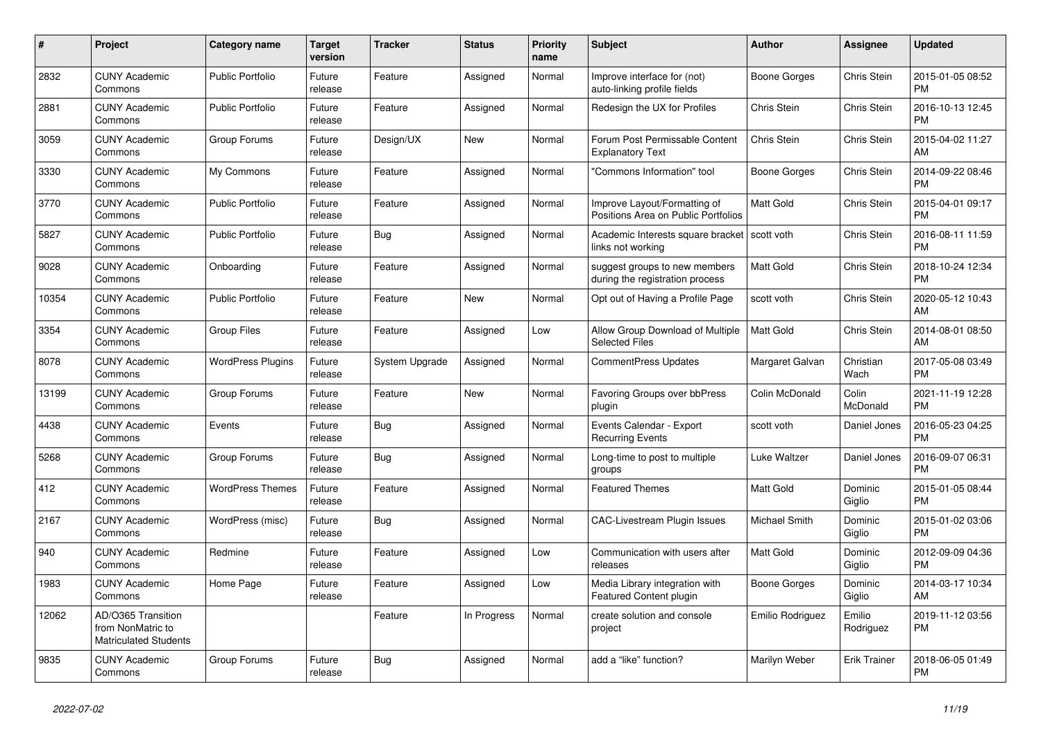| # | Project | Category name | Target version | Tracker | Status | Priority name | Subject | Author | Assignee | Updated |
|---|---|---|---|---|---|---|---|---|---|---|
| 2832 | CUNY Academic Commons | Public Portfolio | Future release | Feature | Assigned | Normal | Improve interface for (not) auto-linking profile fields | Boone Gorges | Chris Stein | 2015-01-05 08:52 PM |
| 2881 | CUNY Academic Commons | Public Portfolio | Future release | Feature | Assigned | Normal | Redesign the UX for Profiles | Chris Stein | Chris Stein | 2016-10-13 12:45 PM |
| 3059 | CUNY Academic Commons | Group Forums | Future release | Design/UX | New | Normal | Forum Post Permissable Content Explanatory Text | Chris Stein | Chris Stein | 2015-04-02 11:27 AM |
| 3330 | CUNY Academic Commons | My Commons | Future release | Feature | Assigned | Normal | "Commons Information" tool | Boone Gorges | Chris Stein | 2014-09-22 08:46 PM |
| 3770 | CUNY Academic Commons | Public Portfolio | Future release | Feature | Assigned | Normal | Improve Layout/Formatting of Positions Area on Public Portfolios | Matt Gold | Chris Stein | 2015-04-01 09:17 PM |
| 5827 | CUNY Academic Commons | Public Portfolio | Future release | Bug | Assigned | Normal | Academic Interests square bracket links not working | scott voth | Chris Stein | 2016-08-11 11:59 PM |
| 9028 | CUNY Academic Commons | Onboarding | Future release | Feature | Assigned | Normal | suggest groups to new members during the registration process | Matt Gold | Chris Stein | 2018-10-24 12:34 PM |
| 10354 | CUNY Academic Commons | Public Portfolio | Future release | Feature | New | Normal | Opt out of Having a Profile Page | scott voth | Chris Stein | 2020-05-12 10:43 AM |
| 3354 | CUNY Academic Commons | Group Files | Future release | Feature | Assigned | Low | Allow Group Download of Multiple Selected Files | Matt Gold | Chris Stein | 2014-08-01 08:50 AM |
| 8078 | CUNY Academic Commons | WordPress Plugins | Future release | System Upgrade | Assigned | Normal | CommentPress Updates | Margaret Galvan | Christian Wach | 2017-05-08 03:49 PM |
| 13199 | CUNY Academic Commons | Group Forums | Future release | Feature | New | Normal | Favoring Groups over bbPress plugin | Colin McDonald | Colin McDonald | 2021-11-19 12:28 PM |
| 4438 | CUNY Academic Commons | Events | Future release | Bug | Assigned | Normal | Events Calendar - Export Recurring Events | scott voth | Daniel Jones | 2016-05-23 04:25 PM |
| 5268 | CUNY Academic Commons | Group Forums | Future release | Bug | Assigned | Normal | Long-time to post to multiple groups | Luke Waltzer | Daniel Jones | 2016-09-07 06:31 PM |
| 412 | CUNY Academic Commons | WordPress Themes | Future release | Feature | Assigned | Normal | Featured Themes | Matt Gold | Dominic Giglio | 2015-01-05 08:44 PM |
| 2167 | CUNY Academic Commons | WordPress (misc) | Future release | Bug | Assigned | Normal | CAC-Livestream Plugin Issues | Michael Smith | Dominic Giglio | 2015-01-02 03:06 PM |
| 940 | CUNY Academic Commons | Redmine | Future release | Feature | Assigned | Low | Communication with users after releases | Matt Gold | Dominic Giglio | 2012-09-09 04:36 PM |
| 1983 | CUNY Academic Commons | Home Page | Future release | Feature | Assigned | Low | Media Library integration with Featured Content plugin | Boone Gorges | Dominic Giglio | 2014-03-17 10:34 AM |
| 12062 | AD/O365 Transition from NonMatric to Matriculated Students | | | Feature | In Progress | Normal | create solution and console project | Emilio Rodriguez | Emilio Rodriguez | 2019-11-12 03:56 PM |
| 9835 | CUNY Academic Commons | Group Forums | Future release | Bug | Assigned | Normal | add a "like" function? | Marilyn Weber | Erik Trainer | 2018-06-05 01:49 PM |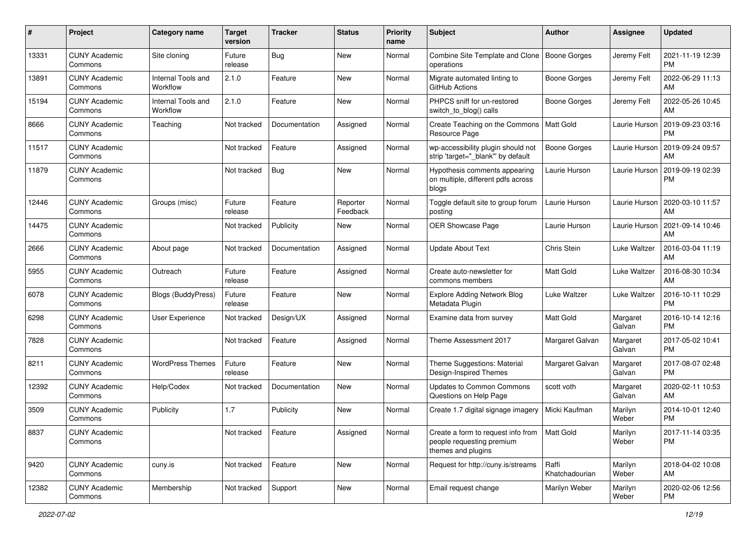| # | Project | Category name | Target version | Tracker | Status | Priority name | Subject | Author | Assignee | Updated |
|---|---|---|---|---|---|---|---|---|---|---|
| 13331 | CUNY Academic Commons | Site cloning | Future release | Bug | New | Normal | Combine Site Template and Clone operations | Boone Gorges | Jeremy Felt | 2021-11-19 12:39 PM |
| 13891 | CUNY Academic Commons | Internal Tools and Workflow | 2.1.0 | Feature | New | Normal | Migrate automated linting to GitHub Actions | Boone Gorges | Jeremy Felt | 2022-06-29 11:13 AM |
| 15194 | CUNY Academic Commons | Internal Tools and Workflow | 2.1.0 | Feature | New | Normal | PHPCS sniff for un-restored switch_to_blog() calls | Boone Gorges | Jeremy Felt | 2022-05-26 10:45 AM |
| 8666 | CUNY Academic Commons | Teaching | Not tracked | Documentation | Assigned | Normal | Create Teaching on the Commons Resource Page | Matt Gold | Laurie Hurson | 2019-09-23 03:16 PM |
| 11517 | CUNY Academic Commons | | Not tracked | Feature | Assigned | Normal | wp-accessibility plugin should not strip 'target="_blank"' by default | Boone Gorges | Laurie Hurson | 2019-09-24 09:57 AM |
| 11879 | CUNY Academic Commons | | Not tracked | Bug | New | Normal | Hypothesis comments appearing on multiple, different pdfs across blogs | Laurie Hurson | Laurie Hurson | 2019-09-19 02:39 PM |
| 12446 | CUNY Academic Commons | Groups (misc) | Future release | Feature | Reporter Feedback | Normal | Toggle default site to group forum posting | Laurie Hurson | Laurie Hurson | 2020-03-10 11:57 AM |
| 14475 | CUNY Academic Commons | | Not tracked | Publicity | New | Normal | OER Showcase Page | Laurie Hurson | Laurie Hurson | 2021-09-14 10:46 AM |
| 2666 | CUNY Academic Commons | About page | Not tracked | Documentation | Assigned | Normal | Update About Text | Chris Stein | Luke Waltzer | 2016-03-04 11:19 AM |
| 5955 | CUNY Academic Commons | Outreach | Future release | Feature | Assigned | Normal | Create auto-newsletter for commons members | Matt Gold | Luke Waltzer | 2016-08-30 10:34 AM |
| 6078 | CUNY Academic Commons | Blogs (BuddyPress) | Future release | Feature | New | Normal | Explore Adding Network Blog Metadata Plugin | Luke Waltzer | Luke Waltzer | 2016-10-11 10:29 PM |
| 6298 | CUNY Academic Commons | User Experience | Not tracked | Design/UX | Assigned | Normal | Examine data from survey | Matt Gold | Margaret Galvan | 2016-10-14 12:16 PM |
| 7828 | CUNY Academic Commons | | Not tracked | Feature | Assigned | Normal | Theme Assessment 2017 | Margaret Galvan | Margaret Galvan | 2017-05-02 10:41 PM |
| 8211 | CUNY Academic Commons | WordPress Themes | Future release | Feature | New | Normal | Theme Suggestions: Material Design-Inspired Themes | Margaret Galvan | Margaret Galvan | 2017-08-07 02:48 PM |
| 12392 | CUNY Academic Commons | Help/Codex | Not tracked | Documentation | New | Normal | Updates to Common Commons Questions on Help Page | scott voth | Margaret Galvan | 2020-02-11 10:53 AM |
| 3509 | CUNY Academic Commons | Publicity | 1.7 | Publicity | New | Normal | Create 1.7 digital signage imagery | Micki Kaufman | Marilyn Weber | 2014-10-01 12:40 PM |
| 8837 | CUNY Academic Commons | | Not tracked | Feature | Assigned | Normal | Create a form to request info from people requesting premium themes and plugins | Matt Gold | Marilyn Weber | 2017-11-14 03:35 PM |
| 9420 | CUNY Academic Commons | cuny.is | Not tracked | Feature | New | Normal | Request for http://cuny.is/streams | Raffi Khatchadourian | Marilyn Weber | 2018-04-02 10:08 AM |
| 12382 | CUNY Academic Commons | Membership | Not tracked | Support | New | Normal | Email request change | Marilyn Weber | Marilyn Weber | 2020-02-06 12:56 PM |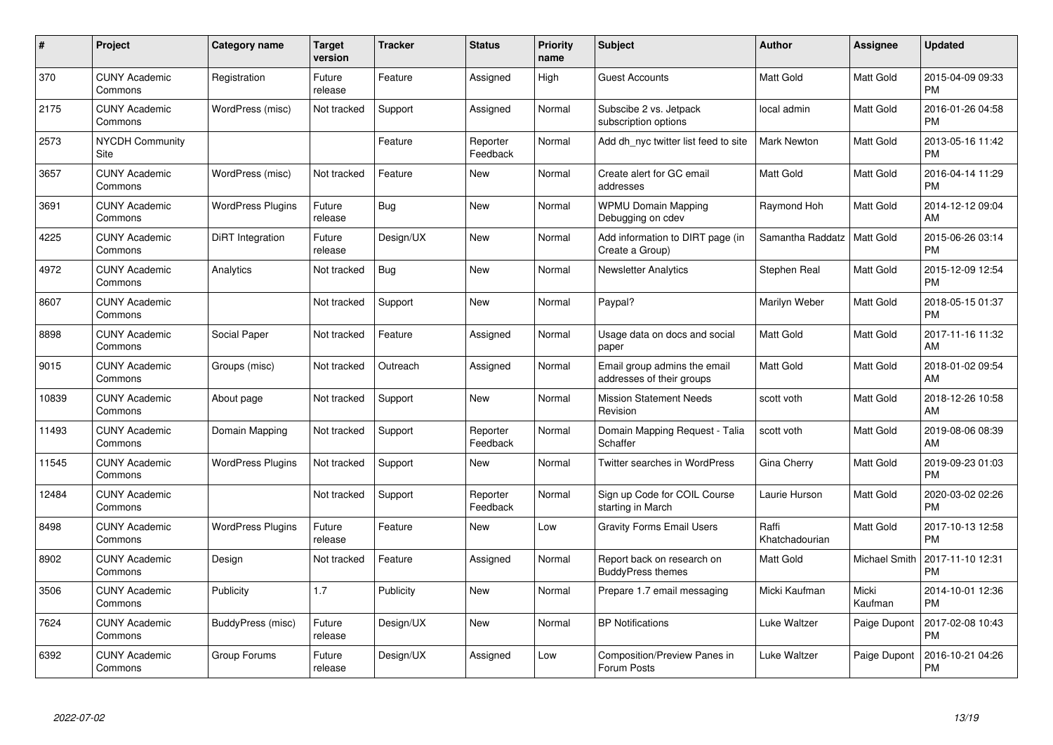| # | Project | Category name | Target version | Tracker | Status | Priority name | Subject | Author | Assignee | Updated |
|---|---|---|---|---|---|---|---|---|---|---|
| 370 | CUNY Academic Commons | Registration | Future release | Feature | Assigned | High | Guest Accounts | Matt Gold | Matt Gold | 2015-04-09 09:33 PM |
| 2175 | CUNY Academic Commons | WordPress (misc) | Not tracked | Support | Assigned | Normal | Subscibe 2 vs. Jetpack subscription options | local admin | Matt Gold | 2016-01-26 04:58 PM |
| 2573 | NYCDH Community Site | | | Feature | Reporter Feedback | Normal | Add dh_nyc twitter list feed to site | Mark Newton | Matt Gold | 2013-05-16 11:42 PM |
| 3657 | CUNY Academic Commons | WordPress (misc) | Not tracked | Feature | New | Normal | Create alert for GC email addresses | Matt Gold | Matt Gold | 2016-04-14 11:29 PM |
| 3691 | CUNY Academic Commons | WordPress Plugins | Future release | Bug | New | Normal | WPMU Domain Mapping Debugging on cdev | Raymond Hoh | Matt Gold | 2014-12-12 09:04 AM |
| 4225 | CUNY Academic Commons | DiRT Integration | Future release | Design/UX | New | Normal | Add information to DIRT page (in Create a Group) | Samantha Raddatz | Matt Gold | 2015-06-26 03:14 PM |
| 4972 | CUNY Academic Commons | Analytics | Not tracked | Bug | New | Normal | Newsletter Analytics | Stephen Real | Matt Gold | 2015-12-09 12:54 PM |
| 8607 | CUNY Academic Commons | | Not tracked | Support | New | Normal | Paypal? | Marilyn Weber | Matt Gold | 2018-05-15 01:37 PM |
| 8898 | CUNY Academic Commons | Social Paper | Not tracked | Feature | Assigned | Normal | Usage data on docs and social paper | Matt Gold | Matt Gold | 2017-11-16 11:32 AM |
| 9015 | CUNY Academic Commons | Groups (misc) | Not tracked | Outreach | Assigned | Normal | Email group admins the email addresses of their groups | Matt Gold | Matt Gold | 2018-01-02 09:54 AM |
| 10839 | CUNY Academic Commons | About page | Not tracked | Support | New | Normal | Mission Statement Needs Revision | scott voth | Matt Gold | 2018-12-26 10:58 AM |
| 11493 | CUNY Academic Commons | Domain Mapping | Not tracked | Support | Reporter Feedback | Normal | Domain Mapping Request - Talia Schaffer | scott voth | Matt Gold | 2019-08-06 08:39 AM |
| 11545 | CUNY Academic Commons | WordPress Plugins | Not tracked | Support | New | Normal | Twitter searches in WordPress | Gina Cherry | Matt Gold | 2019-09-23 01:03 PM |
| 12484 | CUNY Academic Commons | | Not tracked | Support | Reporter Feedback | Normal | Sign up Code for COIL Course starting in March | Laurie Hurson | Matt Gold | 2020-03-02 02:26 PM |
| 8498 | CUNY Academic Commons | WordPress Plugins | Future release | Feature | New | Low | Gravity Forms Email Users | Raffi Khatchadourian | Matt Gold | 2017-10-13 12:58 PM |
| 8902 | CUNY Academic Commons | Design | Not tracked | Feature | Assigned | Normal | Report back on research on BuddyPress themes | Matt Gold | Michael Smith | 2017-11-10 12:31 PM |
| 3506 | CUNY Academic Commons | Publicity | 1.7 | Publicity | New | Normal | Prepare 1.7 email messaging | Micki Kaufman | Micki Kaufman | 2014-10-01 12:36 PM |
| 7624 | CUNY Academic Commons | BuddyPress (misc) | Future release | Design/UX | New | Normal | BP Notifications | Luke Waltzer | Paige Dupont | 2017-02-08 10:43 PM |
| 6392 | CUNY Academic Commons | Group Forums | Future release | Design/UX | Assigned | Low | Composition/Preview Panes in Forum Posts | Luke Waltzer | Paige Dupont | 2016-10-21 04:26 PM |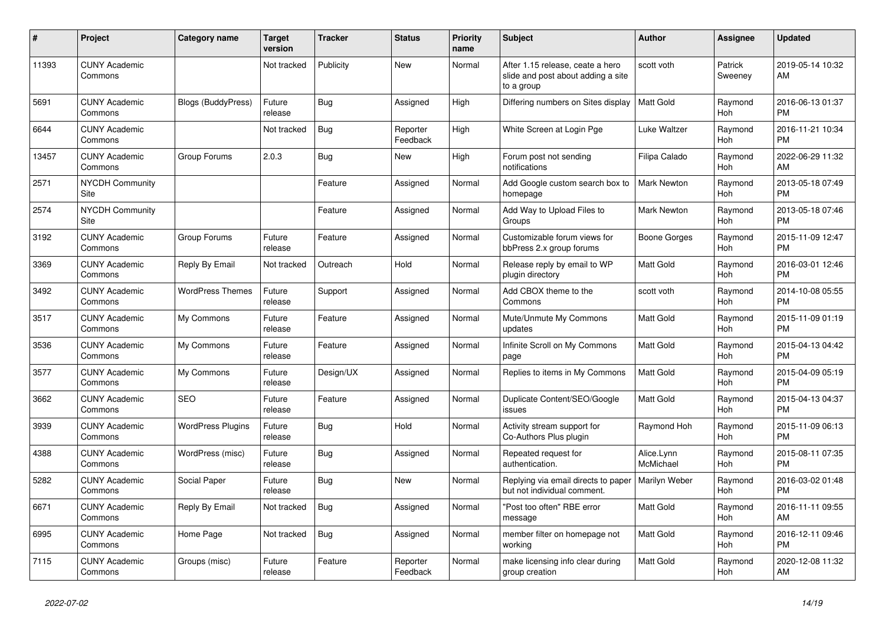| # | Project | Category name | Target version | Tracker | Status | Priority name | Subject | Author | Assignee | Updated |
|---|---|---|---|---|---|---|---|---|---|---|
| 11393 | CUNY Academic Commons | | Not tracked | Publicity | New | Normal | After 1.15 release, ceate a hero slide and post about adding a site to a group | scott voth | Patrick Sweeney | 2019-05-14 10:32 AM |
| 5691 | CUNY Academic Commons | Blogs (BuddyPress) | Future release | Bug | Assigned | High | Differing numbers on Sites display | Matt Gold | Raymond Hoh | 2016-06-13 01:37 PM |
| 6644 | CUNY Academic Commons | | Not tracked | Bug | Reporter Feedback | High | White Screen at Login Pge | Luke Waltzer | Raymond Hoh | 2016-11-21 10:34 PM |
| 13457 | CUNY Academic Commons | Group Forums | 2.0.3 | Bug | New | High | Forum post not sending notifications | Filipa Calado | Raymond Hoh | 2022-06-29 11:32 AM |
| 2571 | NYCDH Community Site | | | Feature | Assigned | Normal | Add Google custom search box to homepage | Mark Newton | Raymond Hoh | 2013-05-18 07:49 PM |
| 2574 | NYCDH Community Site | | | Feature | Assigned | Normal | Add Way to Upload Files to Groups | Mark Newton | Raymond Hoh | 2013-05-18 07:46 PM |
| 3192 | CUNY Academic Commons | Group Forums | Future release | Feature | Assigned | Normal | Customizable forum views for bbPress 2.x group forums | Boone Gorges | Raymond Hoh | 2015-11-09 12:47 PM |
| 3369 | CUNY Academic Commons | Reply By Email | Not tracked | Outreach | Hold | Normal | Release reply by email to WP plugin directory | Matt Gold | Raymond Hoh | 2016-03-01 12:46 PM |
| 3492 | CUNY Academic Commons | WordPress Themes | Future release | Support | Assigned | Normal | Add CBOX theme to the Commons | scott voth | Raymond Hoh | 2014-10-08 05:55 PM |
| 3517 | CUNY Academic Commons | My Commons | Future release | Feature | Assigned | Normal | Mute/Unmute My Commons updates | Matt Gold | Raymond Hoh | 2015-11-09 01:19 PM |
| 3536 | CUNY Academic Commons | My Commons | Future release | Feature | Assigned | Normal | Infinite Scroll on My Commons page | Matt Gold | Raymond Hoh | 2015-04-13 04:42 PM |
| 3577 | CUNY Academic Commons | My Commons | Future release | Design/UX | Assigned | Normal | Replies to items in My Commons | Matt Gold | Raymond Hoh | 2015-04-09 05:19 PM |
| 3662 | CUNY Academic Commons | SEO | Future release | Feature | Assigned | Normal | Duplicate Content/SEO/Google issues | Matt Gold | Raymond Hoh | 2015-04-13 04:37 PM |
| 3939 | CUNY Academic Commons | WordPress Plugins | Future release | Bug | Hold | Normal | Activity stream support for Co-Authors Plus plugin | Raymond Hoh | Raymond Hoh | 2015-11-09 06:13 PM |
| 4388 | CUNY Academic Commons | WordPress (misc) | Future release | Bug | Assigned | Normal | Repeated request for authentication. | Alice.Lynn McMichael | Raymond Hoh | 2015-08-11 07:35 PM |
| 5282 | CUNY Academic Commons | Social Paper | Future release | Bug | New | Normal | Replying via email directs to paper but not individual comment. | Marilyn Weber | Raymond Hoh | 2016-03-02 01:48 PM |
| 6671 | CUNY Academic Commons | Reply By Email | Not tracked | Bug | Assigned | Normal | "Post too often" RBE error message | Matt Gold | Raymond Hoh | 2016-11-11 09:55 AM |
| 6995 | CUNY Academic Commons | Home Page | Not tracked | Bug | Assigned | Normal | member filter on homepage not working | Matt Gold | Raymond Hoh | 2016-12-11 09:46 PM |
| 7115 | CUNY Academic Commons | Groups (misc) | Future release | Feature | Reporter Feedback | Normal | make licensing info clear during group creation | Matt Gold | Raymond Hoh | 2020-12-08 11:32 AM |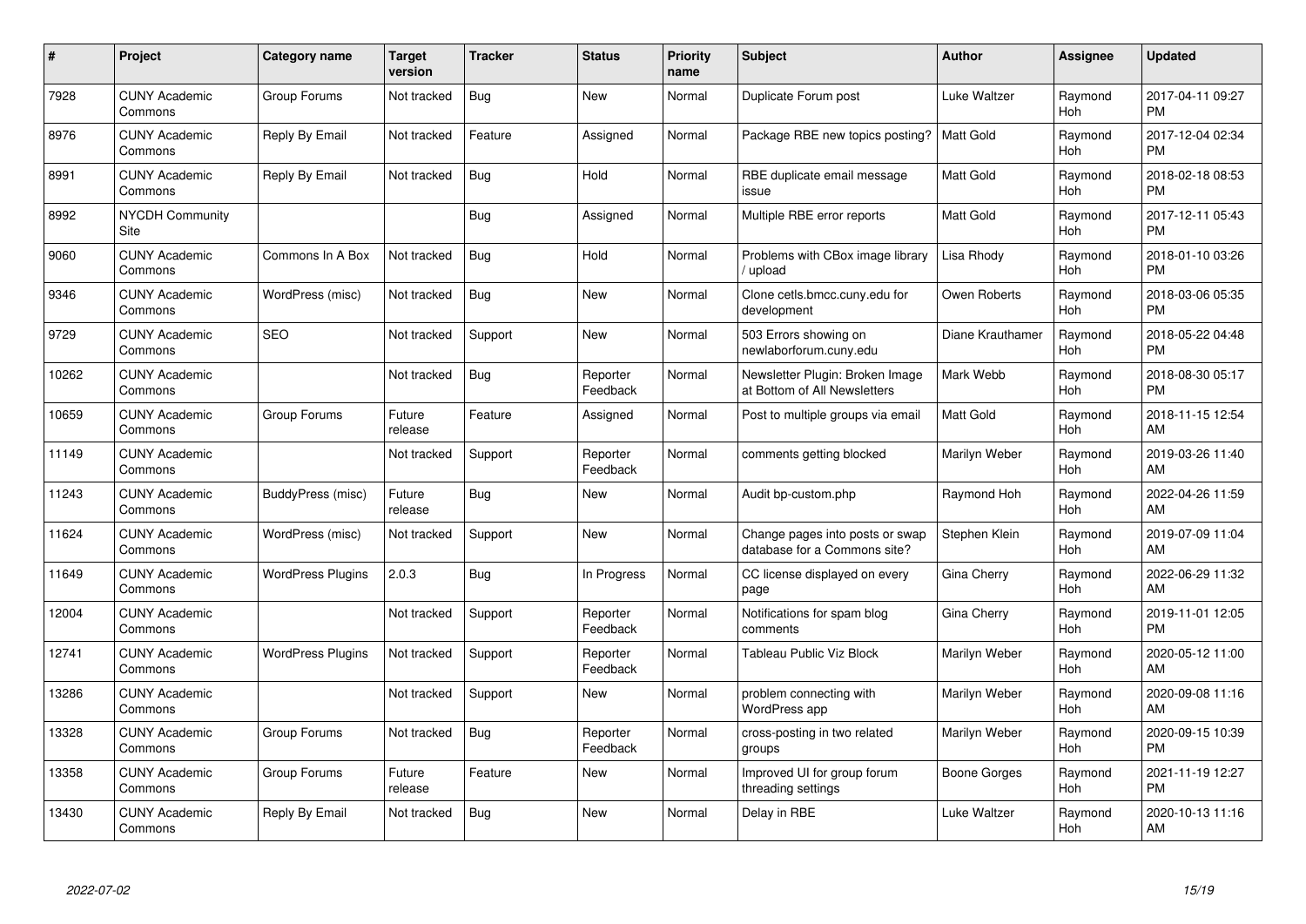| # | Project | Category name | Target version | Tracker | Status | Priority name | Subject | Author | Assignee | Updated |
|---|---|---|---|---|---|---|---|---|---|---|
| 7928 | CUNY Academic Commons | Group Forums | Not tracked | Bug | New | Normal | Duplicate Forum post | Luke Waltzer | Raymond Hoh | 2017-04-11 09:27 PM |
| 8976 | CUNY Academic Commons | Reply By Email | Not tracked | Feature | Assigned | Normal | Package RBE new topics posting? | Matt Gold | Raymond Hoh | 2017-12-04 02:34 PM |
| 8991 | CUNY Academic Commons | Reply By Email | Not tracked | Bug | Hold | Normal | RBE duplicate email message issue | Matt Gold | Raymond Hoh | 2018-02-18 08:53 PM |
| 8992 | NYCDH Community Site | | | Bug | Assigned | Normal | Multiple RBE error reports | Matt Gold | Raymond Hoh | 2017-12-11 05:43 PM |
| 9060 | CUNY Academic Commons | Commons In A Box | Not tracked | Bug | Hold | Normal | Problems with CBox image library / upload | Lisa Rhody | Raymond Hoh | 2018-01-10 03:26 PM |
| 9346 | CUNY Academic Commons | WordPress (misc) | Not tracked | Bug | New | Normal | Clone cetls.bmcc.cuny.edu for development | Owen Roberts | Raymond Hoh | 2018-03-06 05:35 PM |
| 9729 | CUNY Academic Commons | SEO | Not tracked | Support | New | Normal | 503 Errors showing on newlaborforum.cuny.edu | Diane Krauthamer | Raymond Hoh | 2018-05-22 04:48 PM |
| 10262 | CUNY Academic Commons | | Not tracked | Bug | Reporter Feedback | Normal | Newsletter Plugin: Broken Image at Bottom of All Newsletters | Mark Webb | Raymond Hoh | 2018-08-30 05:17 PM |
| 10659 | CUNY Academic Commons | Group Forums | Future release | Feature | Assigned | Normal | Post to multiple groups via email | Matt Gold | Raymond Hoh | 2018-11-15 12:54 AM |
| 11149 | CUNY Academic Commons | | Not tracked | Support | Reporter Feedback | Normal | comments getting blocked | Marilyn Weber | Raymond Hoh | 2019-03-26 11:40 AM |
| 11243 | CUNY Academic Commons | BuddyPress (misc) | Future release | Bug | New | Normal | Audit bp-custom.php | Raymond Hoh | Raymond Hoh | 2022-04-26 11:59 AM |
| 11624 | CUNY Academic Commons | WordPress (misc) | Not tracked | Support | New | Normal | Change pages into posts or swap database for a Commons site? | Stephen Klein | Raymond Hoh | 2019-07-09 11:04 AM |
| 11649 | CUNY Academic Commons | WordPress Plugins | 2.0.3 | Bug | In Progress | Normal | CC license displayed on every page | Gina Cherry | Raymond Hoh | 2022-06-29 11:32 AM |
| 12004 | CUNY Academic Commons | | Not tracked | Support | Reporter Feedback | Normal | Notifications for spam blog comments | Gina Cherry | Raymond Hoh | 2019-11-01 12:05 PM |
| 12741 | CUNY Academic Commons | WordPress Plugins | Not tracked | Support | Reporter Feedback | Normal | Tableau Public Viz Block | Marilyn Weber | Raymond Hoh | 2020-05-12 11:00 AM |
| 13286 | CUNY Academic Commons | | Not tracked | Support | New | Normal | problem connecting with WordPress app | Marilyn Weber | Raymond Hoh | 2020-09-08 11:16 AM |
| 13328 | CUNY Academic Commons | Group Forums | Not tracked | Bug | Reporter Feedback | Normal | cross-posting in two related groups | Marilyn Weber | Raymond Hoh | 2020-09-15 10:39 PM |
| 13358 | CUNY Academic Commons | Group Forums | Future release | Feature | New | Normal | Improved UI for group forum threading settings | Boone Gorges | Raymond Hoh | 2021-11-19 12:27 PM |
| 13430 | CUNY Academic Commons | Reply By Email | Not tracked | Bug | New | Normal | Delay in RBE | Luke Waltzer | Raymond Hoh | 2020-10-13 11:16 AM |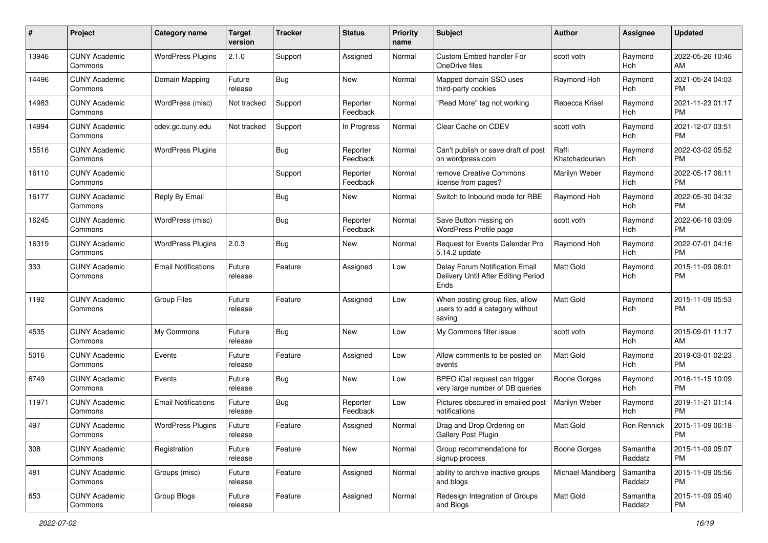| # | Project | Category name | Target version | Tracker | Status | Priority name | Subject | Author | Assignee | Updated |
| --- | --- | --- | --- | --- | --- | --- | --- | --- | --- | --- |
| 13946 | CUNY Academic Commons | WordPress Plugins | 2.1.0 | Support | Assigned | Normal | Custom Embed handler For OneDrive files | scott voth | Raymond Hoh | 2022-05-26 10:46 AM |
| 14496 | CUNY Academic Commons | Domain Mapping | Future release | Bug | New | Normal | Mapped domain SSO uses third-party cookies | Raymond Hoh | Raymond Hoh | 2021-05-24 04:03 PM |
| 14983 | CUNY Academic Commons | WordPress (misc) | Not tracked | Support | Reporter Feedback | Normal | "Read More" tag not working | Rebecca Krisel | Raymond Hoh | 2021-11-23 01:17 PM |
| 14994 | CUNY Academic Commons | cdev.gc.cuny.edu | Not tracked | Support | In Progress | Normal | Clear Cache on CDEV | scott voth | Raymond Hoh | 2021-12-07 03:51 PM |
| 15516 | CUNY Academic Commons | WordPress Plugins | | Bug | Reporter Feedback | Normal | Can't publish or save draft of post on wordpress.com | Raffi Khatchadourian | Raymond Hoh | 2022-03-02 05:52 PM |
| 16110 | CUNY Academic Commons | | | Support | Reporter Feedback | Normal | remove Creative Commons license from pages? | Marilyn Weber | Raymond Hoh | 2022-05-17 06:11 PM |
| 16177 | CUNY Academic Commons | Reply By Email | | Bug | New | Normal | Switch to Inbound mode for RBE | Raymond Hoh | Raymond Hoh | 2022-05-30 04:32 PM |
| 16245 | CUNY Academic Commons | WordPress (misc) | | Bug | Reporter Feedback | Normal | Save Button missing on WordPress Profile page | scott voth | Raymond Hoh | 2022-06-16 03:09 PM |
| 16319 | CUNY Academic Commons | WordPress Plugins | 2.0.3 | Bug | New | Normal | Request for Events Calendar Pro 5.14.2 update | Raymond Hoh | Raymond Hoh | 2022-07-01 04:16 PM |
| 333 | CUNY Academic Commons | Email Notifications | Future release | Feature | Assigned | Low | Delay Forum Notification Email Delivery Until After Editing Period Ends | Matt Gold | Raymond Hoh | 2015-11-09 06:01 PM |
| 1192 | CUNY Academic Commons | Group Files | Future release | Feature | Assigned | Low | When posting group files, allow users to add a category without saving | Matt Gold | Raymond Hoh | 2015-11-09 05:53 PM |
| 4535 | CUNY Academic Commons | My Commons | Future release | Bug | New | Low | My Commons filter issue | scott voth | Raymond Hoh | 2015-09-01 11:17 AM |
| 5016 | CUNY Academic Commons | Events | Future release | Feature | Assigned | Low | Allow comments to be posted on events | Matt Gold | Raymond Hoh | 2019-03-01 02:23 PM |
| 6749 | CUNY Academic Commons | Events | Future release | Bug | New | Low | BPEO iCal request can trigger very large number of DB queries | Boone Gorges | Raymond Hoh | 2016-11-15 10:09 PM |
| 11971 | CUNY Academic Commons | Email Notifications | Future release | Bug | Reporter Feedback | Low | Pictures obscured in emailed post notifications | Marilyn Weber | Raymond Hoh | 2019-11-21 01:14 PM |
| 497 | CUNY Academic Commons | WordPress Plugins | Future release | Feature | Assigned | Normal | Drag and Drop Ordering on Gallery Post Plugin | Matt Gold | Ron Rennick | 2015-11-09 06:18 PM |
| 308 | CUNY Academic Commons | Registration | Future release | Feature | New | Normal | Group recommendations for signup process | Boone Gorges | Samantha Raddatz | 2015-11-09 05:07 PM |
| 481 | CUNY Academic Commons | Groups (misc) | Future release | Feature | Assigned | Normal | ability to archive inactive groups and blogs | Michael Mandiberg | Samantha Raddatz | 2015-11-09 05:56 PM |
| 653 | CUNY Academic Commons | Group Blogs | Future release | Feature | Assigned | Normal | Redesign Integration of Groups and Blogs | Matt Gold | Samantha Raddatz | 2015-11-09 05:40 PM |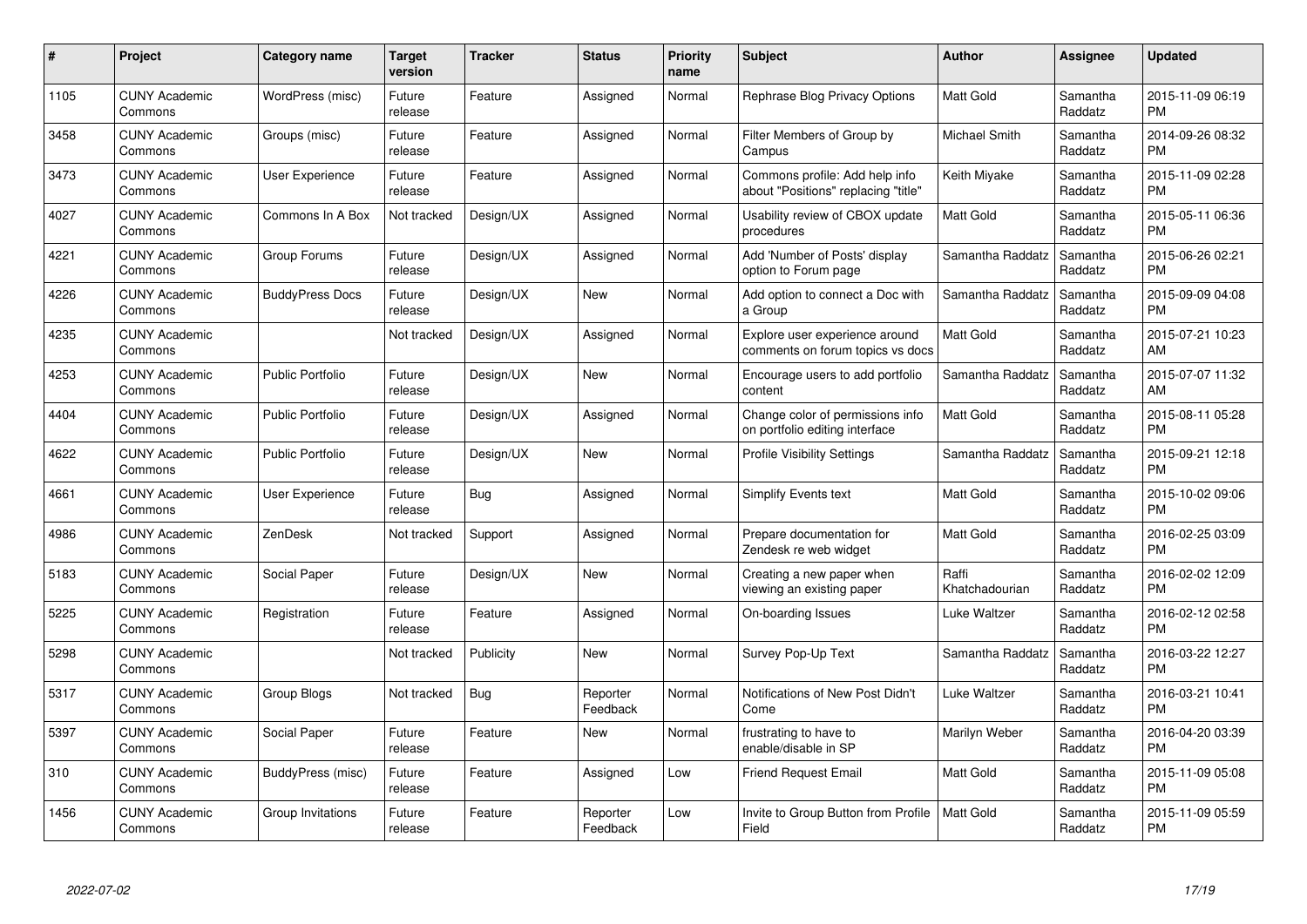| # | Project | Category name | Target version | Tracker | Status | Priority name | Subject | Author | Assignee | Updated |
|---|---|---|---|---|---|---|---|---|---|---|
| 1105 | CUNY Academic Commons | WordPress (misc) | Future release | Feature | Assigned | Normal | Rephrase Blog Privacy Options | Matt Gold | Samantha Raddatz | 2015-11-09 06:19 PM |
| 3458 | CUNY Academic Commons | Groups (misc) | Future release | Feature | Assigned | Normal | Filter Members of Group by Campus | Michael Smith | Samantha Raddatz | 2014-09-26 08:32 PM |
| 3473 | CUNY Academic Commons | User Experience | Future release | Feature | Assigned | Normal | Commons profile: Add help info about "Positions" replacing "title" | Keith Miyake | Samantha Raddatz | 2015-11-09 02:28 PM |
| 4027 | CUNY Academic Commons | Commons In A Box | Not tracked | Design/UX | Assigned | Normal | Usability review of CBOX update procedures | Matt Gold | Samantha Raddatz | 2015-05-11 06:36 PM |
| 4221 | CUNY Academic Commons | Group Forums | Future release | Design/UX | Assigned | Normal | Add 'Number of Posts' display option to Forum page | Samantha Raddatz | Samantha Raddatz | 2015-06-26 02:21 PM |
| 4226 | CUNY Academic Commons | BuddyPress Docs | Future release | Design/UX | New | Normal | Add option to connect a Doc with a Group | Samantha Raddatz | Samantha Raddatz | 2015-09-09 04:08 PM |
| 4235 | CUNY Academic Commons | | Not tracked | Design/UX | Assigned | Normal | Explore user experience around comments on forum topics vs docs | Matt Gold | Samantha Raddatz | 2015-07-21 10:23 AM |
| 4253 | CUNY Academic Commons | Public Portfolio | Future release | Design/UX | New | Normal | Encourage users to add portfolio content | Samantha Raddatz | Samantha Raddatz | 2015-07-07 11:32 AM |
| 4404 | CUNY Academic Commons | Public Portfolio | Future release | Design/UX | Assigned | Normal | Change color of permissions info on portfolio editing interface | Matt Gold | Samantha Raddatz | 2015-08-11 05:28 PM |
| 4622 | CUNY Academic Commons | Public Portfolio | Future release | Design/UX | New | Normal | Profile Visibility Settings | Samantha Raddatz | Samantha Raddatz | 2015-09-21 12:18 PM |
| 4661 | CUNY Academic Commons | User Experience | Future release | Bug | Assigned | Normal | Simplify Events text | Matt Gold | Samantha Raddatz | 2015-10-02 09:06 PM |
| 4986 | CUNY Academic Commons | ZenDesk | Not tracked | Support | Assigned | Normal | Prepare documentation for Zendesk re web widget | Matt Gold | Samantha Raddatz | 2016-02-25 03:09 PM |
| 5183 | CUNY Academic Commons | Social Paper | Future release | Design/UX | New | Normal | Creating a new paper when viewing an existing paper | Raffi Khatchadourian | Samantha Raddatz | 2016-02-02 12:09 PM |
| 5225 | CUNY Academic Commons | Registration | Future release | Feature | Assigned | Normal | On-boarding Issues | Luke Waltzer | Samantha Raddatz | 2016-02-12 02:58 PM |
| 5298 | CUNY Academic Commons | | Not tracked | Publicity | New | Normal | Survey Pop-Up Text | Samantha Raddatz | Samantha Raddatz | 2016-03-22 12:27 PM |
| 5317 | CUNY Academic Commons | Group Blogs | Not tracked | Bug | Reporter Feedback | Normal | Notifications of New Post Didn't Come | Luke Waltzer | Samantha Raddatz | 2016-03-21 10:41 PM |
| 5397 | CUNY Academic Commons | Social Paper | Future release | Feature | New | Normal | frustrating to have to enable/disable in SP | Marilyn Weber | Samantha Raddatz | 2016-04-20 03:39 PM |
| 310 | CUNY Academic Commons | BuddyPress (misc) | Future release | Feature | Assigned | Low | Friend Request Email | Matt Gold | Samantha Raddatz | 2015-11-09 05:08 PM |
| 1456 | CUNY Academic Commons | Group Invitations | Future release | Feature | Reporter Feedback | Low | Invite to Group Button from Profile Field | Matt Gold | Samantha Raddatz | 2015-11-09 05:59 PM |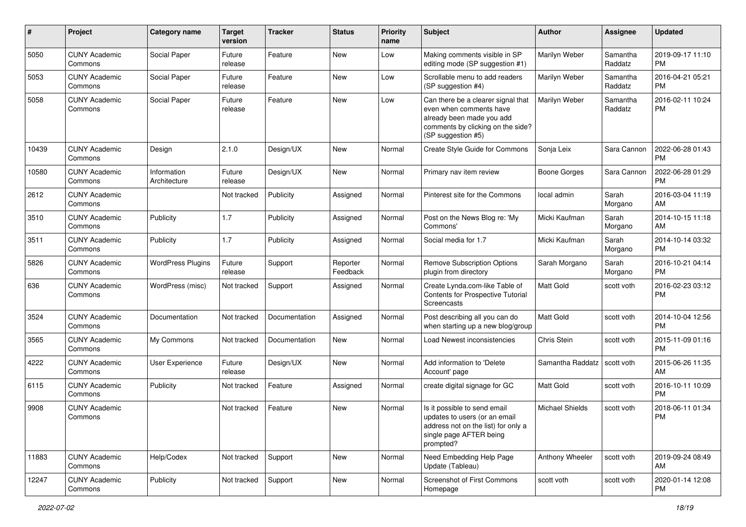| # | Project | Category name | Target version | Tracker | Status | Priority name | Subject | Author | Assignee | Updated |
|---|---|---|---|---|---|---|---|---|---|---|
| 5050 | CUNY Academic Commons | Social Paper | Future release | Feature | New | Low | Making comments visible in SP editing mode (SP suggestion #1) | Marilyn Weber | Samantha Raddatz | 2019-09-17 11:10 PM |
| 5053 | CUNY Academic Commons | Social Paper | Future release | Feature | New | Low | Scrollable menu to add readers (SP suggestion #4) | Marilyn Weber | Samantha Raddatz | 2016-04-21 05:21 PM |
| 5058 | CUNY Academic Commons | Social Paper | Future release | Feature | New | Low | Can there be a clearer signal that even when comments have already been made you add comments by clicking on the side? (SP suggestion #5) | Marilyn Weber | Samantha Raddatz | 2016-02-11 10:24 PM |
| 10439 | CUNY Academic Commons | Design | 2.1.0 | Design/UX | New | Normal | Create Style Guide for Commons | Sonja Leix | Sara Cannon | 2022-06-28 01:43 PM |
| 10580 | CUNY Academic Commons | Information Architecture | Future release | Design/UX | New | Normal | Primary nav item review | Boone Gorges | Sara Cannon | 2022-06-28 01:29 PM |
| 2612 | CUNY Academic Commons | | Not tracked | Publicity | Assigned | Normal | Pinterest site for the Commons | local admin | Sarah Morgano | 2016-03-04 11:19 AM |
| 3510 | CUNY Academic Commons | Publicity | 1.7 | Publicity | Assigned | Normal | Post on the News Blog re: 'My Commons' | Micki Kaufman | Sarah Morgano | 2014-10-15 11:18 AM |
| 3511 | CUNY Academic Commons | Publicity | 1.7 | Publicity | Assigned | Normal | Social media for 1.7 | Micki Kaufman | Sarah Morgano | 2014-10-14 03:32 PM |
| 5826 | CUNY Academic Commons | WordPress Plugins | Future release | Support | Reporter Feedback | Normal | Remove Subscription Options plugin from directory | Sarah Morgano | Sarah Morgano | 2016-10-21 04:14 PM |
| 636 | CUNY Academic Commons | WordPress (misc) | Not tracked | Support | Assigned | Normal | Create Lynda.com-like Table of Contents for Prospective Tutorial Screencasts | Matt Gold | scott voth | 2016-02-23 03:12 PM |
| 3524 | CUNY Academic Commons | Documentation | Not tracked | Documentation | Assigned | Normal | Post describing all you can do when starting up a new blog/group | Matt Gold | scott voth | 2014-10-04 12:56 PM |
| 3565 | CUNY Academic Commons | My Commons | Not tracked | Documentation | New | Normal | Load Newest inconsistencies | Chris Stein | scott voth | 2015-11-09 01:16 PM |
| 4222 | CUNY Academic Commons | User Experience | Future release | Design/UX | New | Normal | Add information to 'Delete Account' page | Samantha Raddatz | scott voth | 2015-06-26 11:35 AM |
| 6115 | CUNY Academic Commons | Publicity | Not tracked | Feature | Assigned | Normal | create digital signage for GC | Matt Gold | scott voth | 2016-10-11 10:09 PM |
| 9908 | CUNY Academic Commons | | Not tracked | Feature | New | Normal | Is it possible to send email updates to users (or an email address not on the list) for only a single page AFTER being prompted? | Michael Shields | scott voth | 2018-06-11 01:34 PM |
| 11883 | CUNY Academic Commons | Help/Codex | Not tracked | Support | New | Normal | Need Embedding Help Page Update (Tableau) | Anthony Wheeler | scott voth | 2019-09-24 08:49 AM |
| 12247 | CUNY Academic Commons | Publicity | Not tracked | Support | New | Normal | Screenshot of First Commons Homepage | scott voth | scott voth | 2020-01-14 12:08 PM |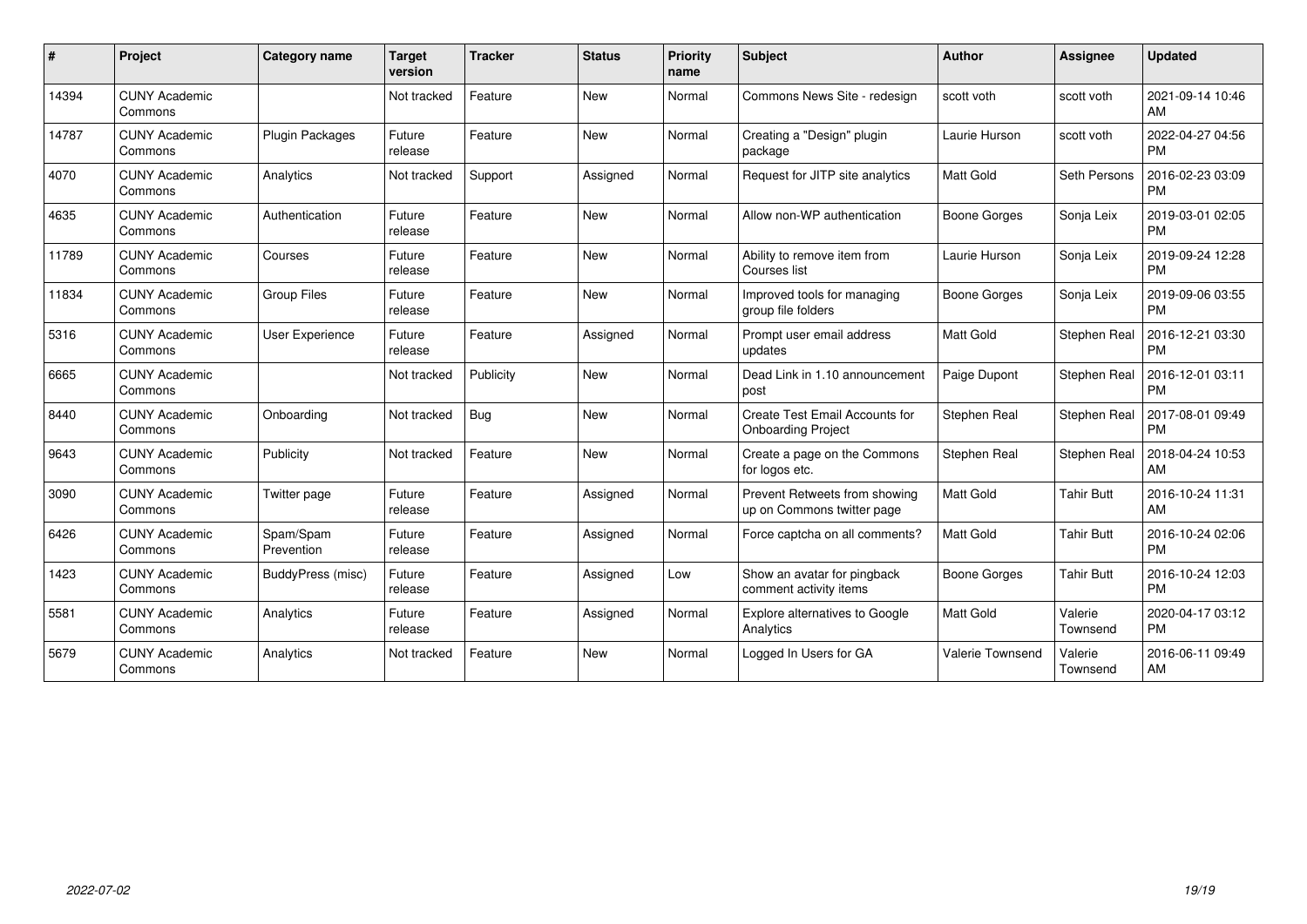| # | Project | Category name | Target version | Tracker | Status | Priority name | Subject | Author | Assignee | Updated |
|---|---|---|---|---|---|---|---|---|---|---|
| 14394 | CUNY Academic Commons | | Not tracked | Feature | New | Normal | Commons News Site - redesign | scott voth | scott voth | 2021-09-14 10:46 AM |
| 14787 | CUNY Academic Commons | Plugin Packages | Future release | Feature | New | Normal | Creating a "Design" plugin package | Laurie Hurson | scott voth | 2022-04-27 04:56 PM |
| 4070 | CUNY Academic Commons | Analytics | Not tracked | Support | Assigned | Normal | Request for JITP site analytics | Matt Gold | Seth Persons | 2016-02-23 03:09 PM |
| 4635 | CUNY Academic Commons | Authentication | Future release | Feature | New | Normal | Allow non-WP authentication | Boone Gorges | Sonja Leix | 2019-03-01 02:05 PM |
| 11789 | CUNY Academic Commons | Courses | Future release | Feature | New | Normal | Ability to remove item from Courses list | Laurie Hurson | Sonja Leix | 2019-09-24 12:28 PM |
| 11834 | CUNY Academic Commons | Group Files | Future release | Feature | New | Normal | Improved tools for managing group file folders | Boone Gorges | Sonja Leix | 2019-09-06 03:55 PM |
| 5316 | CUNY Academic Commons | User Experience | Future release | Feature | Assigned | Normal | Prompt user email address updates | Matt Gold | Stephen Real | 2016-12-21 03:30 PM |
| 6665 | CUNY Academic Commons | | Not tracked | Publicity | New | Normal | Dead Link in 1.10 announcement post | Paige Dupont | Stephen Real | 2016-12-01 03:11 PM |
| 8440 | CUNY Academic Commons | Onboarding | Not tracked | Bug | New | Normal | Create Test Email Accounts for Onboarding Project | Stephen Real | Stephen Real | 2017-08-01 09:49 PM |
| 9643 | CUNY Academic Commons | Publicity | Not tracked | Feature | New | Normal | Create a page on the Commons for logos etc. | Stephen Real | Stephen Real | 2018-04-24 10:53 AM |
| 3090 | CUNY Academic Commons | Twitter page | Future release | Feature | Assigned | Normal | Prevent Retweets from showing up on Commons twitter page | Matt Gold | Tahir Butt | 2016-10-24 11:31 AM |
| 6426 | CUNY Academic Commons | Spam/Spam Prevention | Future release | Feature | Assigned | Normal | Force captcha on all comments? | Matt Gold | Tahir Butt | 2016-10-24 02:06 PM |
| 1423 | CUNY Academic Commons | BuddyPress (misc) | Future release | Feature | Assigned | Low | Show an avatar for pingback comment activity items | Boone Gorges | Tahir Butt | 2016-10-24 12:03 PM |
| 5581 | CUNY Academic Commons | Analytics | Future release | Feature | Assigned | Normal | Explore alternatives to Google Analytics | Matt Gold | Valerie Townsend | 2020-04-17 03:12 PM |
| 5679 | CUNY Academic Commons | Analytics | Not tracked | Feature | New | Normal | Logged In Users for GA | Valerie Townsend | Valerie Townsend | 2016-06-11 09:49 AM |